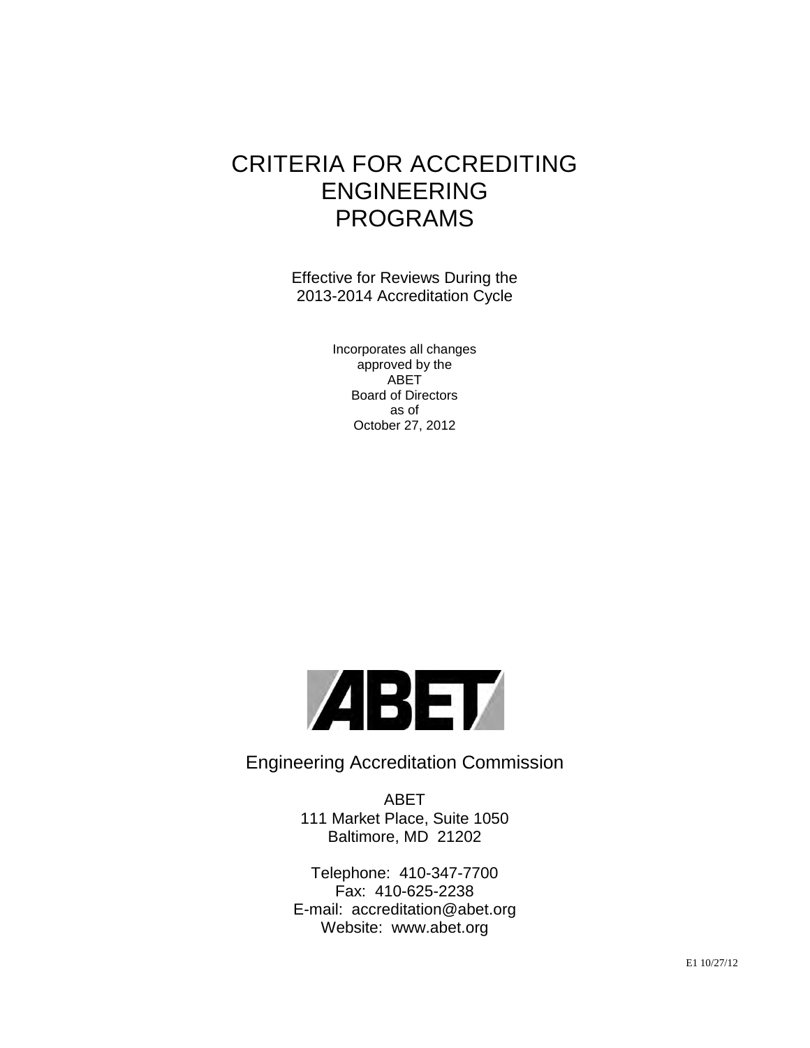# CRITERIA FOR ACCREDITING ENGINEERING PROGRAMS

Effective for Reviews During the
2013-2014 Accreditation Cycle

Incorporates all changes
approved by the
ABET
Board of Directors
as of
October 27, 2012

ABET

Engineering Accreditation Commission

ABET
111 Market Place, Suite 1050
Baltimore, MD 21202

Telephone: 410-347-7700
Fax: 410-625-2238
E-mail: accreditation@abet.org
Website: www.abet.org

E1 10/27/12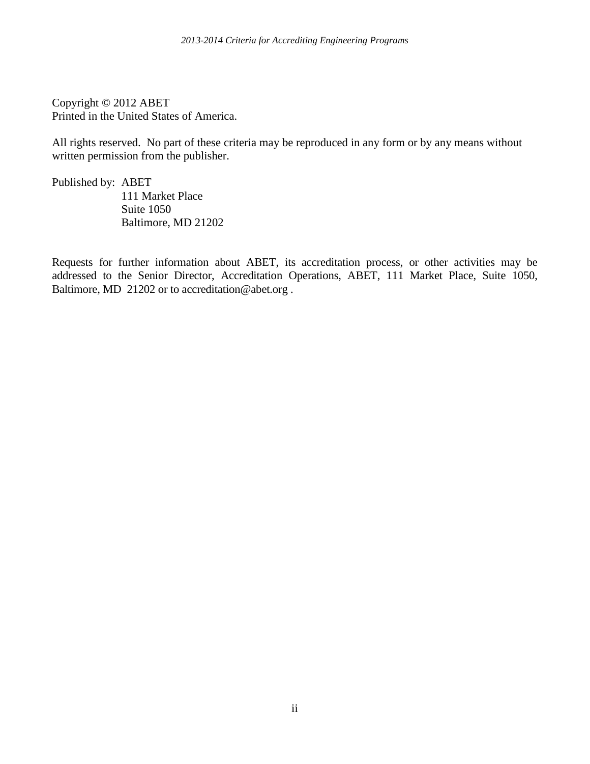Copyright © 2012 ABET
Printed in the United States of America.

All rights reserved. No part of these criteria may be reproduced in any form or by any means without written permission from the publisher.

Published by: ABET
111 Market Place
Suite 1050
Baltimore, MD 21202

Requests for further information about ABET, its accreditation process, or other activities may be addressed to the Senior Director, Accreditation Operations, ABET, 111 Market Place, Suite 1050, Baltimore, MD 21202 or to accreditation@abet.org .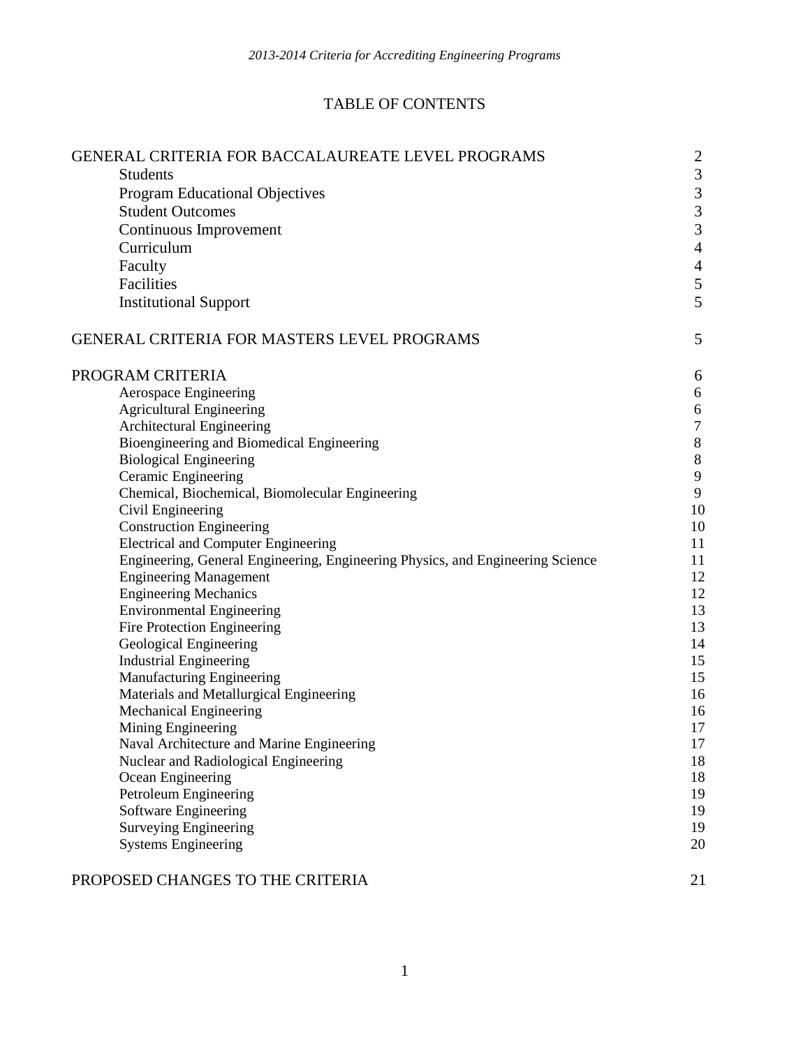# TABLE OF CONTENTS

| | |
|---|---|
| GENERAL CRITERIA FOR BACCALAUREATE LEVEL PROGRAMS | 2 |
| Students | 3 |
| Program Educational Objectives | 3 |
| Student Outcomes | 3 |
| Continuous Improvement | 3 |
| Curriculum | 4 |
| Faculty | 4 |
| Facilities | 5 |
| Institutional Support | 5 |
| GENERAL CRITERIA FOR MASTERS LEVEL PROGRAMS | 5 |
| PROGRAM CRITERIA | 6 |
| Aerospace Engineering | 6 |
| Agricultural Engineering | 6 |
| Architectural Engineering | 7 |
| Bioengineering and Biomedical Engineering | 8 |
| Biological Engineering | 8 |
| Ceramic Engineering | 9 |
| Chemical, Biochemical, Biomolecular Engineering | 9 |
| Civil Engineering | 10 |
| Construction Engineering | 10 |
| Electrical and Computer Engineering | 11 |
| Engineering, General Engineering, Engineering Physics, and Engineering Science | 11 |
| Engineering Management | 12 |
| Engineering Mechanics | 12 |
| Environmental Engineering | 13 |
| Fire Protection Engineering | 13 |
| Geological Engineering | 14 |
| Industrial Engineering | 15 |
| Manufacturing Engineering | 15 |
| Materials and Metallurgical Engineering | 16 |
| Mechanical Engineering | 16 |
| Mining Engineering | 17 |
| Naval Architecture and Marine Engineering | 17 |
| Nuclear and Radiological Engineering | 18 |
| Ocean Engineering | 18 |
| Petroleum Engineering | 19 |
| Software Engineering | 19 |
| Surveying Engineering | 19 |
| Systems Engineering | 20 |
| PROPOSED CHANGES TO THE CRITERIA | 21 |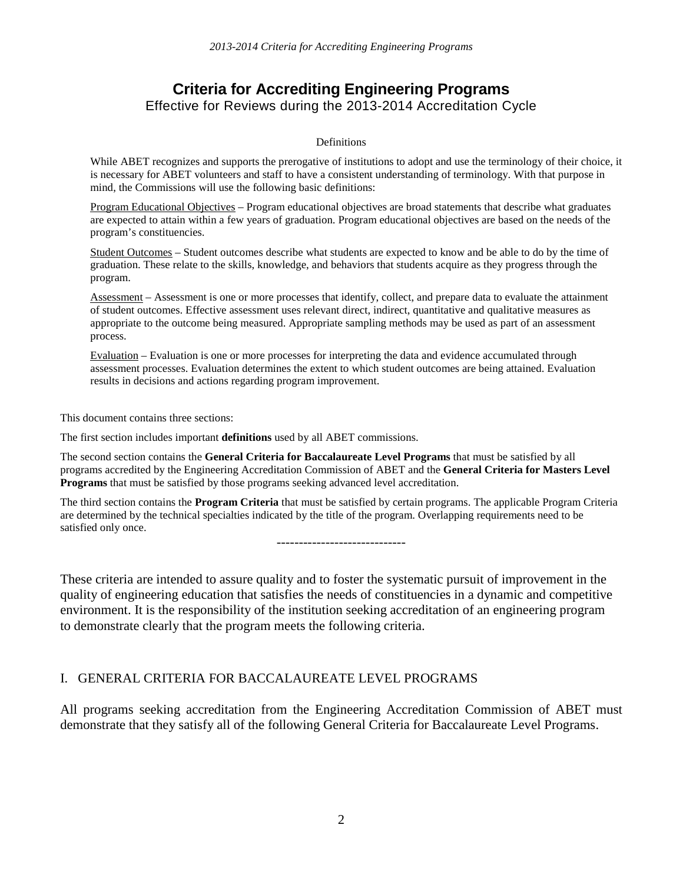# Criteria for Accrediting Engineering Programs

Effective for Reviews during the 2013-2014 Accreditation Cycle

Definitions

While ABET recognizes and supports the prerogative of institutions to adopt and use the terminology of their choice, it is necessary for ABET volunteers and staff to have a consistent understanding of terminology. With that purpose in mind, the Commissions will use the following basic definitions:

Program Educational Objectives – Program educational objectives are broad statements that describe what graduates are expected to attain within a few years of graduation. Program educational objectives are based on the needs of the program's constituencies.

Student Outcomes – Student outcomes describe what students are expected to know and be able to do by the time of graduation. These relate to the skills, knowledge, and behaviors that students acquire as they progress through the program.

Assessment – Assessment is one or more processes that identify, collect, and prepare data to evaluate the attainment of student outcomes. Effective assessment uses relevant direct, indirect, quantitative and qualitative measures as appropriate to the outcome being measured. Appropriate sampling methods may be used as part of an assessment process.

Evaluation – Evaluation is one or more processes for interpreting the data and evidence accumulated through assessment processes. Evaluation determines the extent to which student outcomes are being attained. Evaluation results in decisions and actions regarding program improvement.

This document contains three sections:

The first section includes important **definitions** used by all ABET commissions.

The second section contains the **General Criteria for Baccalaureate Level Programs** that must be satisfied by all programs accredited by the Engineering Accreditation Commission of ABET and the **General Criteria for Masters Level Programs** that must be satisfied by those programs seeking advanced level accreditation.

The third section contains the **Program Criteria** that must be satisfied by certain programs. The applicable Program Criteria are determined by the technical specialties indicated by the title of the program. Overlapping requirements need to be satisfied only once.

-----------------------------

These criteria are intended to assure quality and to foster the systematic pursuit of improvement in the quality of engineering education that satisfies the needs of constituencies in a dynamic and competitive environment. It is the responsibility of the institution seeking accreditation of an engineering program to demonstrate clearly that the program meets the following criteria.

## I. GENERAL CRITERIA FOR BACCALAUREATE LEVEL PROGRAMS

All programs seeking accreditation from the Engineering Accreditation Commission of ABET must demonstrate that they satisfy all of the following General Criteria for Baccalaureate Level Programs.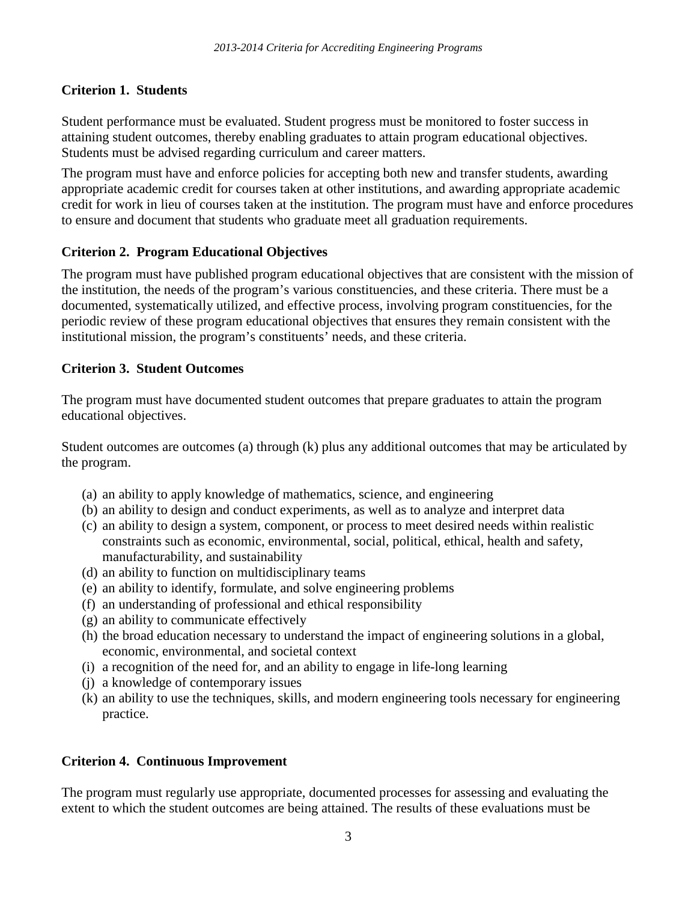## Criterion 1. Students

Student performance must be evaluated. Student progress must be monitored to foster success in attaining student outcomes, thereby enabling graduates to attain program educational objectives. Students must be advised regarding curriculum and career matters.

The program must have and enforce policies for accepting both new and transfer students, awarding appropriate academic credit for courses taken at other institutions, and awarding appropriate academic credit for work in lieu of courses taken at the institution. The program must have and enforce procedures to ensure and document that students who graduate meet all graduation requirements.

## Criterion 2. Program Educational Objectives

The program must have published program educational objectives that are consistent with the mission of the institution, the needs of the program's various constituencies, and these criteria. There must be a documented, systematically utilized, and effective process, involving program constituencies, for the periodic review of these program educational objectives that ensures they remain consistent with the institutional mission, the program's constituents' needs, and these criteria.

## Criterion 3. Student Outcomes

The program must have documented student outcomes that prepare graduates to attain the program educational objectives.

Student outcomes are outcomes (a) through (k) plus any additional outcomes that may be articulated by the program.

(a) an ability to apply knowledge of mathematics, science, and engineering
(b) an ability to design and conduct experiments, as well as to analyze and interpret data
(c) an ability to design a system, component, or process to meet desired needs within realistic constraints such as economic, environmental, social, political, ethical, health and safety, manufacturability, and sustainability
(d) an ability to function on multidisciplinary teams
(e) an ability to identify, formulate, and solve engineering problems
(f) an understanding of professional and ethical responsibility
(g) an ability to communicate effectively
(h) the broad education necessary to understand the impact of engineering solutions in a global, economic, environmental, and societal context
(i) a recognition of the need for, and an ability to engage in life-long learning
(j) a knowledge of contemporary issues
(k) an ability to use the techniques, skills, and modern engineering tools necessary for engineering practice.

## Criterion 4. Continuous Improvement

The program must regularly use appropriate, documented processes for assessing and evaluating the extent to which the student outcomes are being attained. The results of these evaluations must be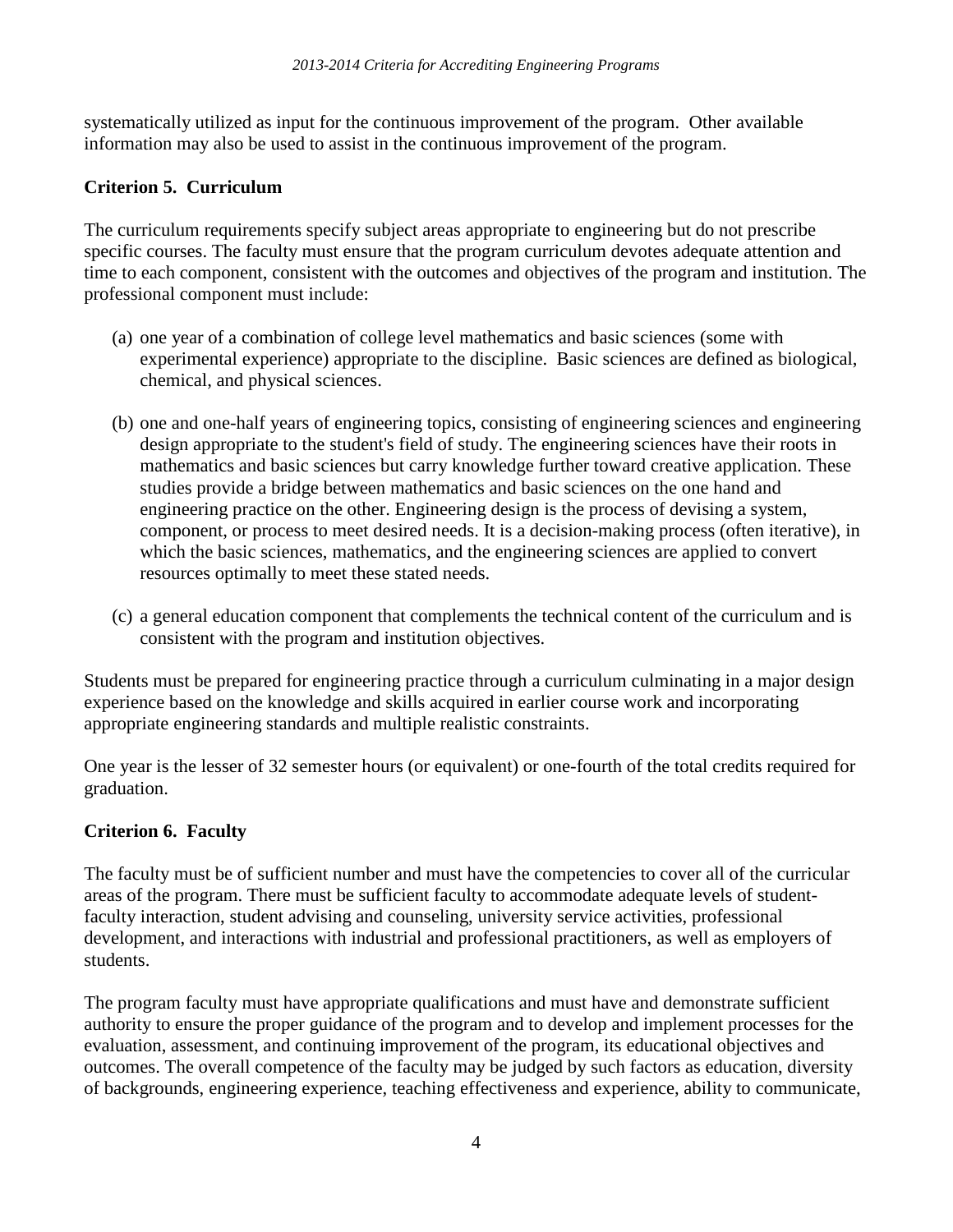systematically utilized as input for the continuous improvement of the program. Other available information may also be used to assist in the continuous improvement of the program.

**Criterion 5. Curriculum**

The curriculum requirements specify subject areas appropriate to engineering but do not prescribe specific courses. The faculty must ensure that the program curriculum devotes adequate attention and time to each component, consistent with the outcomes and objectives of the program and institution. The professional component must include:

(a) one year of a combination of college level mathematics and basic sciences (some with experimental experience) appropriate to the discipline. Basic sciences are defined as biological, chemical, and physical sciences.

(b) one and one-half years of engineering topics, consisting of engineering sciences and engineering design appropriate to the student's field of study. The engineering sciences have their roots in mathematics and basic sciences but carry knowledge further toward creative application. These studies provide a bridge between mathematics and basic sciences on the one hand and engineering practice on the other. Engineering design is the process of devising a system, component, or process to meet desired needs. It is a decision-making process (often iterative), in which the basic sciences, mathematics, and the engineering sciences are applied to convert resources optimally to meet these stated needs.

(c) a general education component that complements the technical content of the curriculum and is consistent with the program and institution objectives.

Students must be prepared for engineering practice through a curriculum culminating in a major design experience based on the knowledge and skills acquired in earlier course work and incorporating appropriate engineering standards and multiple realistic constraints.

One year is the lesser of 32 semester hours (or equivalent) or one-fourth of the total credits required for graduation.

**Criterion 6. Faculty**

The faculty must be of sufficient number and must have the competencies to cover all of the curricular areas of the program. There must be sufficient faculty to accommodate adequate levels of student-faculty interaction, student advising and counseling, university service activities, professional development, and interactions with industrial and professional practitioners, as well as employers of students.

The program faculty must have appropriate qualifications and must have and demonstrate sufficient authority to ensure the proper guidance of the program and to develop and implement processes for the evaluation, assessment, and continuing improvement of the program, its educational objectives and outcomes. The overall competence of the faculty may be judged by such factors as education, diversity of backgrounds, engineering experience, teaching effectiveness and experience, ability to communicate,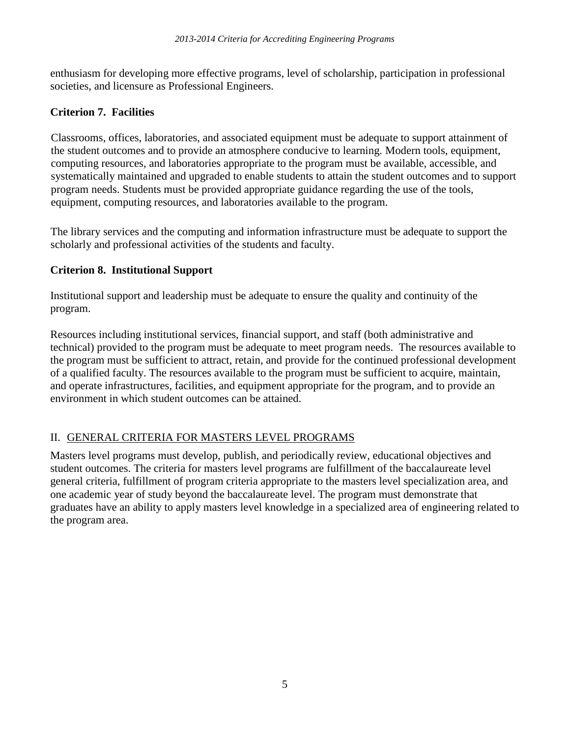enthusiasm for developing more effective programs, level of scholarship, participation in professional societies, and licensure as Professional Engineers.

### Criterion 7. Facilities

Classrooms, offices, laboratories, and associated equipment must be adequate to support attainment of the student outcomes and to provide an atmosphere conducive to learning. Modern tools, equipment, computing resources, and laboratories appropriate to the program must be available, accessible, and systematically maintained and upgraded to enable students to attain the student outcomes and to support program needs. Students must be provided appropriate guidance regarding the use of the tools, equipment, computing resources, and laboratories available to the program.

The library services and the computing and information infrastructure must be adequate to support the scholarly and professional activities of the students and faculty.

### Criterion 8. Institutional Support

Institutional support and leadership must be adequate to ensure the quality and continuity of the program.

Resources including institutional services, financial support, and staff (both administrative and technical) provided to the program must be adequate to meet program needs. The resources available to the program must be sufficient to attract, retain, and provide for the continued professional development of a qualified faculty. The resources available to the program must be sufficient to acquire, maintain, and operate infrastructures, facilities, and equipment appropriate for the program, and to provide an environment in which student outcomes can be attained.

## II. GENERAL CRITERIA FOR MASTERS LEVEL PROGRAMS

Masters level programs must develop, publish, and periodically review, educational objectives and student outcomes. The criteria for masters level programs are fulfillment of the baccalaureate level general criteria, fulfillment of program criteria appropriate to the masters level specialization area, and one academic year of study beyond the baccalaureate level. The program must demonstrate that graduates have an ability to apply masters level knowledge in a specialized area of engineering related to the program area.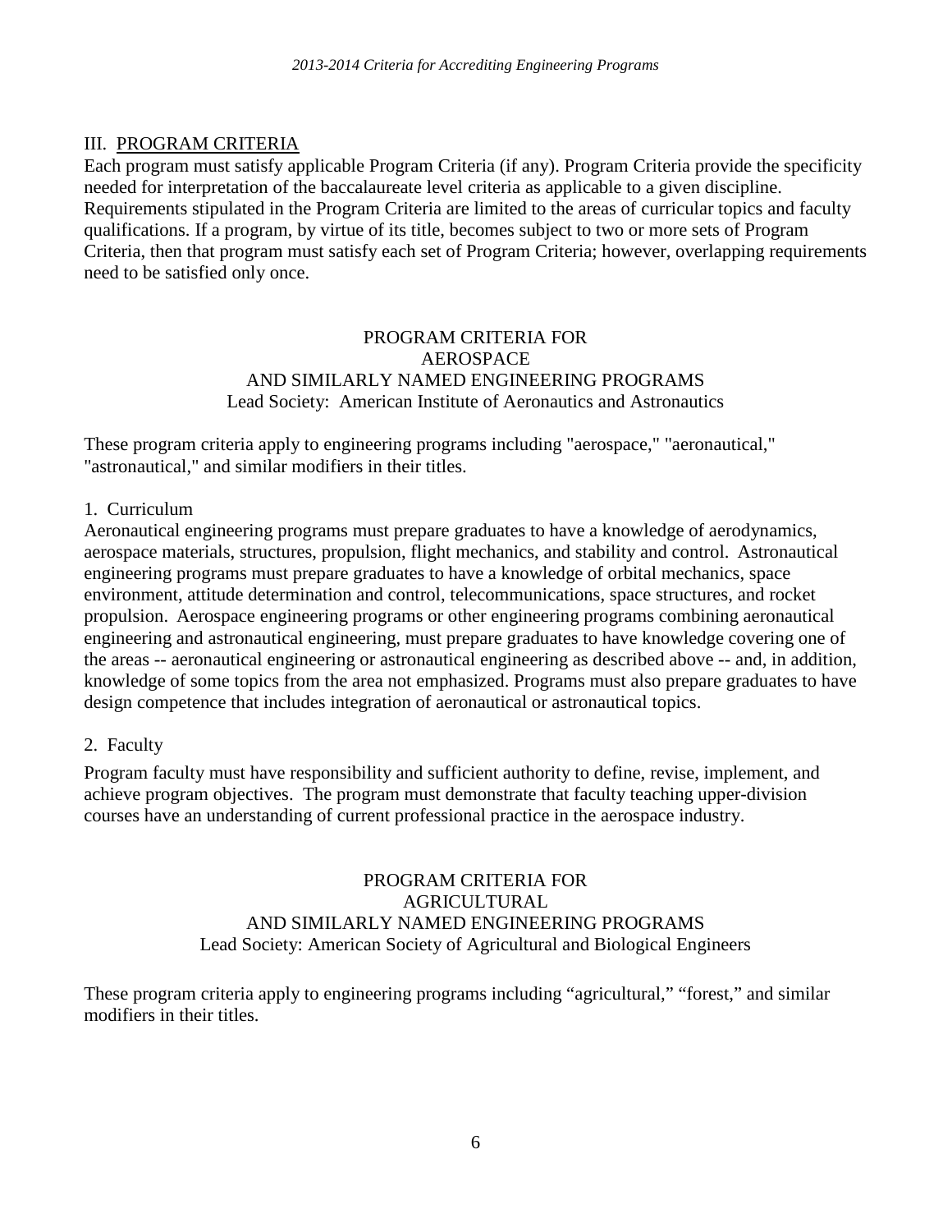## III. PROGRAM CRITERIA

Each program must satisfy applicable Program Criteria (if any). Program Criteria provide the specificity needed for interpretation of the baccalaureate level criteria as applicable to a given discipline. Requirements stipulated in the Program Criteria are limited to the areas of curricular topics and faculty qualifications. If a program, by virtue of its title, becomes subject to two or more sets of Program Criteria, then that program must satisfy each set of Program Criteria; however, overlapping requirements need to be satisfied only once.

### PROGRAM CRITERIA FOR AEROSPACE AND SIMILARLY NAMED ENGINEERING PROGRAMS

Lead Society: American Institute of Aeronautics and Astronautics

These program criteria apply to engineering programs including "aerospace," "aeronautical," "astronautical," and similar modifiers in their titles.

1. Curriculum

Aeronautical engineering programs must prepare graduates to have a knowledge of aerodynamics, aerospace materials, structures, propulsion, flight mechanics, and stability and control. Astronautical engineering programs must prepare graduates to have a knowledge of orbital mechanics, space environment, attitude determination and control, telecommunications, space structures, and rocket propulsion. Aerospace engineering programs or other engineering programs combining aeronautical engineering and astronautical engineering, must prepare graduates to have knowledge covering one of the areas -- aeronautical engineering or astronautical engineering as described above -- and, in addition, knowledge of some topics from the area not emphasized. Programs must also prepare graduates to have design competence that includes integration of aeronautical or astronautical topics.

2. Faculty

Program faculty must have responsibility and sufficient authority to define, revise, implement, and achieve program objectives. The program must demonstrate that faculty teaching upper-division courses have an understanding of current professional practice in the aerospace industry.

### PROGRAM CRITERIA FOR AGRICULTURAL AND SIMILARLY NAMED ENGINEERING PROGRAMS

Lead Society: American Society of Agricultural and Biological Engineers

These program criteria apply to engineering programs including “agricultural,” “forest,” and similar modifiers in their titles.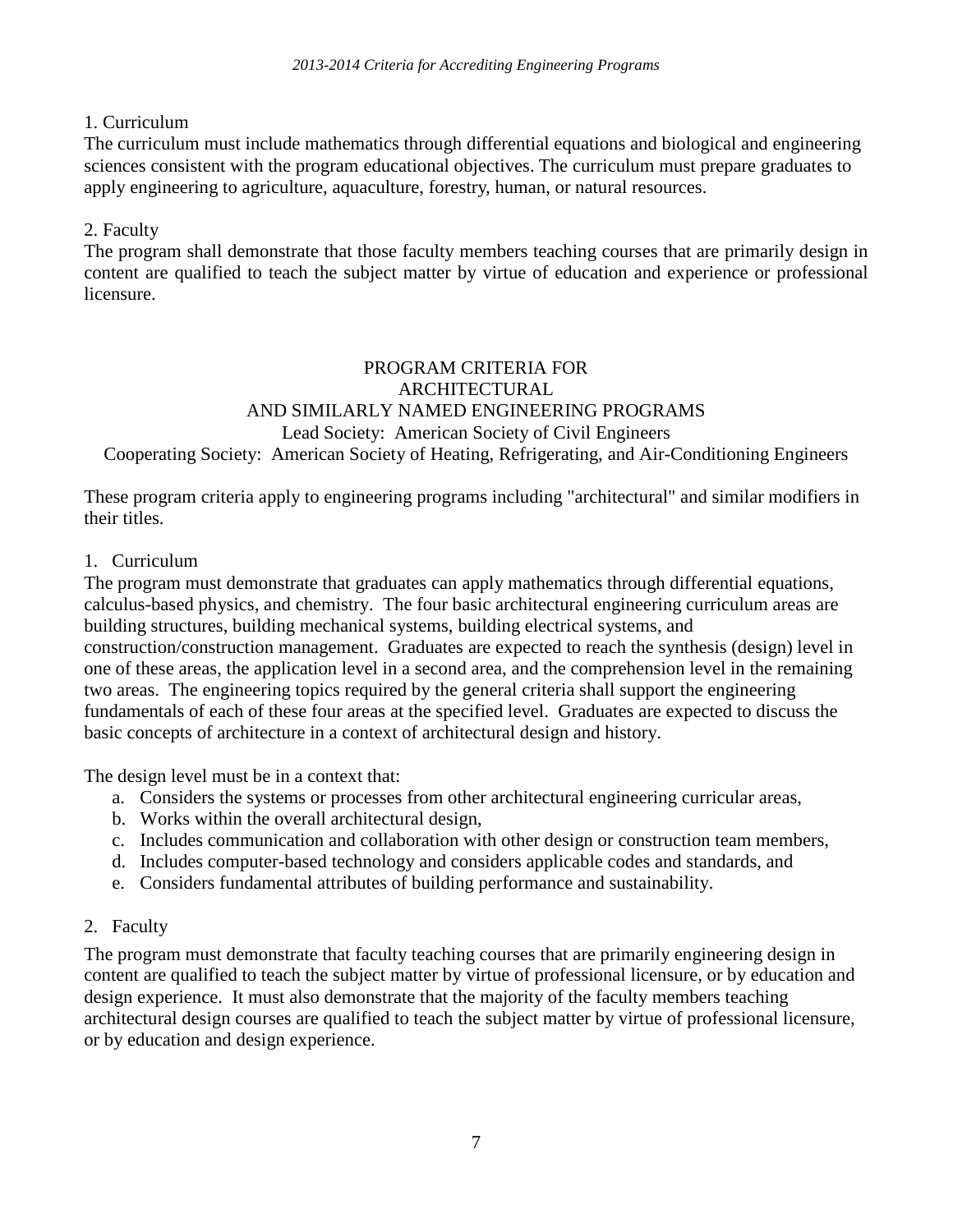1. Curriculum

The curriculum must include mathematics through differential equations and biological and engineering sciences consistent with the program educational objectives. The curriculum must prepare graduates to apply engineering to agriculture, aquaculture, forestry, human, or natural resources.

2. Faculty

The program shall demonstrate that those faculty members teaching courses that are primarily design in content are qualified to teach the subject matter by virtue of education and experience or professional licensure.

## PROGRAM CRITERIA FOR ARCHITECTURAL AND SIMILARLY NAMED ENGINEERING PROGRAMS

Lead Society: American Society of Civil Engineers

Cooperating Society: American Society of Heating, Refrigerating, and Air-Conditioning Engineers

These program criteria apply to engineering programs including "architectural" and similar modifiers in their titles.

1. Curriculum

The program must demonstrate that graduates can apply mathematics through differential equations, calculus-based physics, and chemistry. The four basic architectural engineering curriculum areas are building structures, building mechanical systems, building electrical systems, and construction/construction management. Graduates are expected to reach the synthesis (design) level in one of these areas, the application level in a second area, and the comprehension level in the remaining two areas. The engineering topics required by the general criteria shall support the engineering fundamentals of each of these four areas at the specified level. Graduates are expected to discuss the basic concepts of architecture in a context of architectural design and history.

The design level must be in a context that:

a. Considers the systems or processes from other architectural engineering curricular areas,
b. Works within the overall architectural design,
c. Includes communication and collaboration with other design or construction team members,
d. Includes computer-based technology and considers applicable codes and standards, and
e. Considers fundamental attributes of building performance and sustainability.

2. Faculty

The program must demonstrate that faculty teaching courses that are primarily engineering design in content are qualified to teach the subject matter by virtue of professional licensure, or by education and design experience. It must also demonstrate that the majority of the faculty members teaching architectural design courses are qualified to teach the subject matter by virtue of professional licensure, or by education and design experience.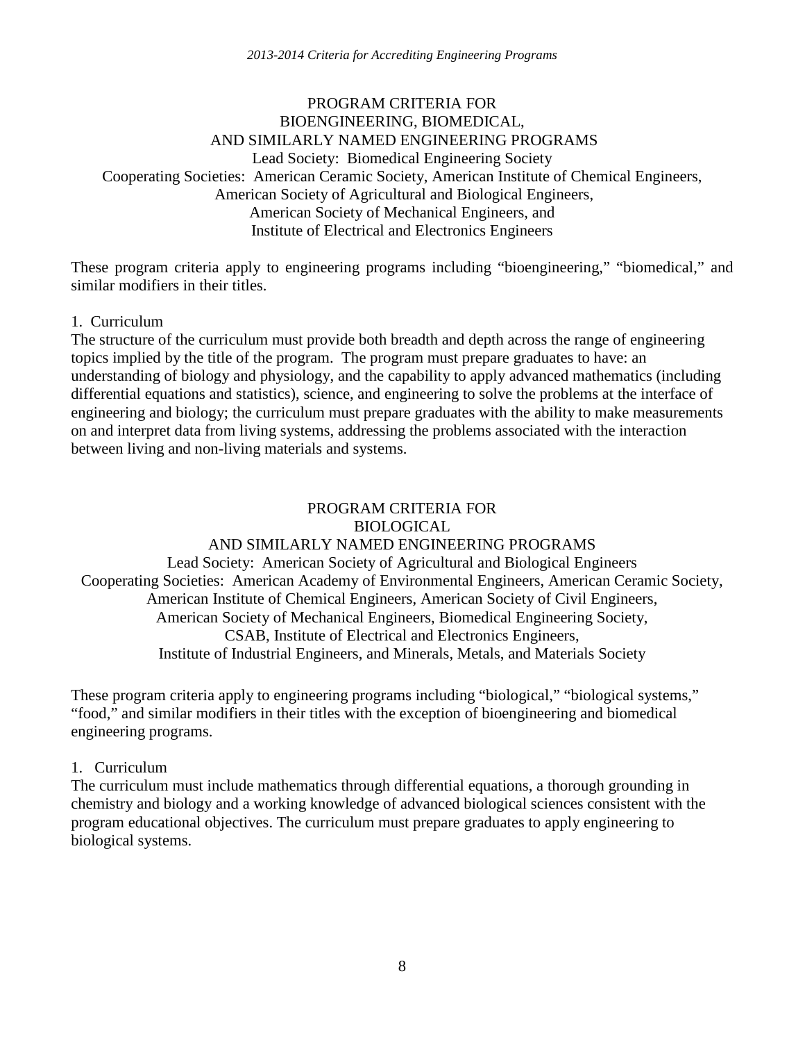## PROGRAM CRITERIA FOR BIOENGINEERING, BIOMEDICAL, AND SIMILARLY NAMED ENGINEERING PROGRAMS

Lead Society: Biomedical Engineering Society

Cooperating Societies: American Ceramic Society, American Institute of Chemical Engineers, American Society of Agricultural and Biological Engineers, American Society of Mechanical Engineers, and Institute of Electrical and Electronics Engineers

These program criteria apply to engineering programs including "bioengineering," "biomedical," and similar modifiers in their titles.

1. Curriculum

The structure of the curriculum must provide both breadth and depth across the range of engineering topics implied by the title of the program. The program must prepare graduates to have: an understanding of biology and physiology, and the capability to apply advanced mathematics (including differential equations and statistics), science, and engineering to solve the problems at the interface of engineering and biology; the curriculum must prepare graduates with the ability to make measurements on and interpret data from living systems, addressing the problems associated with the interaction between living and non-living materials and systems.

## PROGRAM CRITERIA FOR BIOLOGICAL AND SIMILARLY NAMED ENGINEERING PROGRAMS

Lead Society: American Society of Agricultural and Biological Engineers

Cooperating Societies: American Academy of Environmental Engineers, American Ceramic Society, American Institute of Chemical Engineers, American Society of Civil Engineers, American Society of Mechanical Engineers, Biomedical Engineering Society, CSAB, Institute of Electrical and Electronics Engineers, Institute of Industrial Engineers, and Minerals, Metals, and Materials Society

These program criteria apply to engineering programs including "biological," "biological systems," "food," and similar modifiers in their titles with the exception of bioengineering and biomedical engineering programs.

1. Curriculum

The curriculum must include mathematics through differential equations, a thorough grounding in chemistry and biology and a working knowledge of advanced biological sciences consistent with the program educational objectives. The curriculum must prepare graduates to apply engineering to biological systems.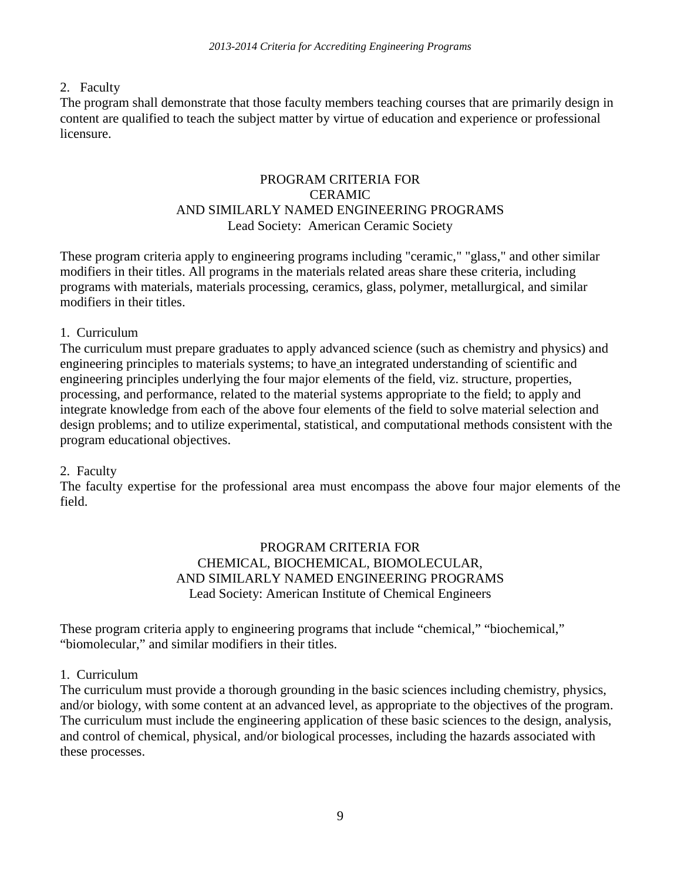2. Faculty

The program shall demonstrate that those faculty members teaching courses that are primarily design in content are qualified to teach the subject matter by virtue of education and experience or professional licensure.

## PROGRAM CRITERIA FOR CERAMIC AND SIMILARLY NAMED ENGINEERING PROGRAMS

Lead Society: American Ceramic Society

These program criteria apply to engineering programs including "ceramic," "glass," and other similar modifiers in their titles. All programs in the materials related areas share these criteria, including programs with materials, materials processing, ceramics, glass, polymer, metallurgical, and similar modifiers in their titles.

1. Curriculum

The curriculum must prepare graduates to apply advanced science (such as chemistry and physics) and engineering principles to materials systems; to have an integrated understanding of scientific and engineering principles underlying the four major elements of the field, viz. structure, properties, processing, and performance, related to the material systems appropriate to the field; to apply and integrate knowledge from each of the above four elements of the field to solve material selection and design problems; and to utilize experimental, statistical, and computational methods consistent with the program educational objectives.

2. Faculty

The faculty expertise for the professional area must encompass the above four major elements of the field.

## PROGRAM CRITERIA FOR CHEMICAL, BIOCHEMICAL, BIOMOLECULAR, AND SIMILARLY NAMED ENGINEERING PROGRAMS

Lead Society: American Institute of Chemical Engineers

These program criteria apply to engineering programs that include “chemical,” “biochemical,” “biomolecular,” and similar modifiers in their titles.

1. Curriculum

The curriculum must provide a thorough grounding in the basic sciences including chemistry, physics, and/or biology, with some content at an advanced level, as appropriate to the objectives of the program. The curriculum must include the engineering application of these basic sciences to the design, analysis, and control of chemical, physical, and/or biological processes, including the hazards associated with these processes.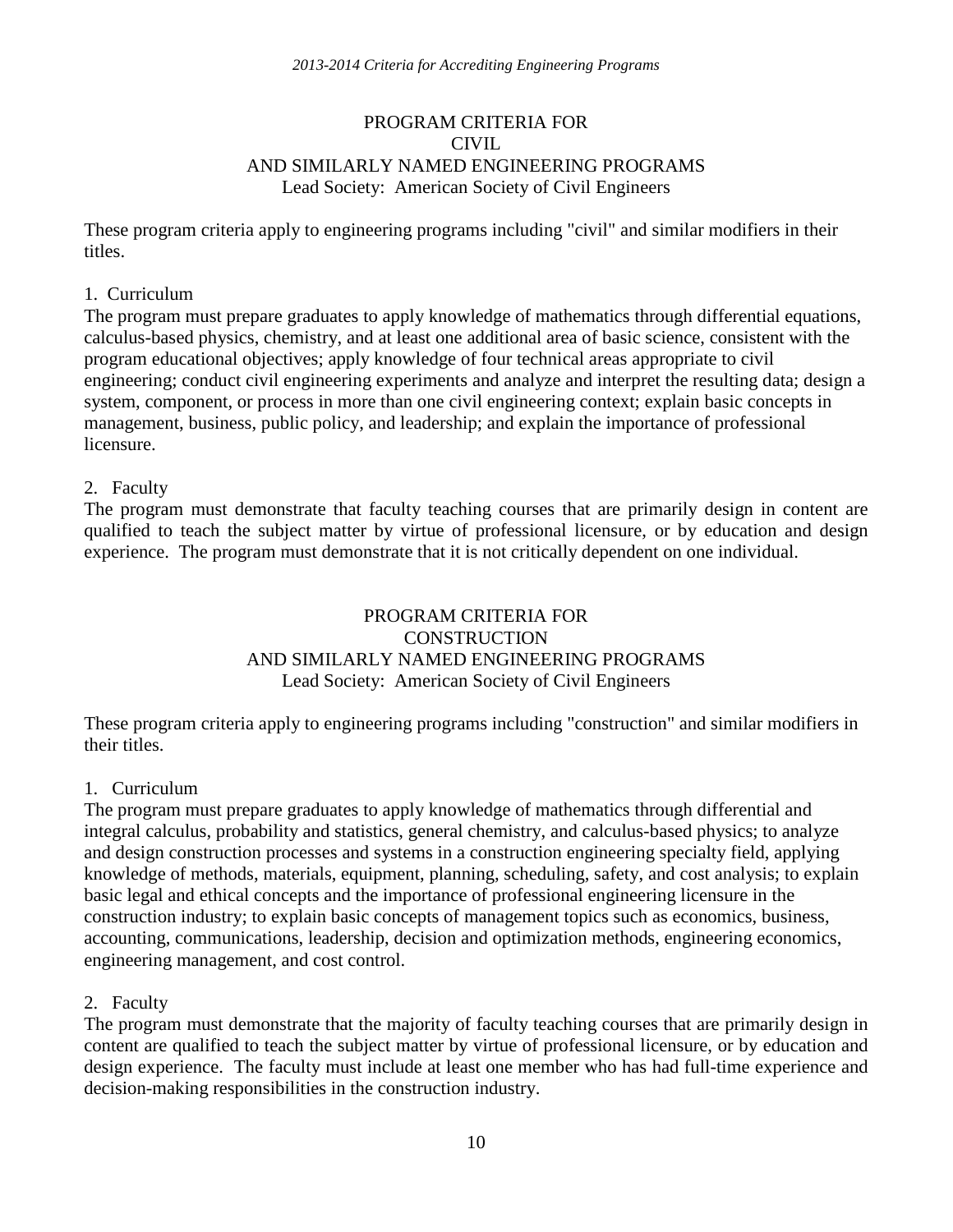## PROGRAM CRITERIA FOR CIVIL AND SIMILARLY NAMED ENGINEERING PROGRAMS

Lead Society: American Society of Civil Engineers

These program criteria apply to engineering programs including "civil" and similar modifiers in their titles.

### 1. Curriculum

The program must prepare graduates to apply knowledge of mathematics through differential equations, calculus-based physics, chemistry, and at least one additional area of basic science, consistent with the program educational objectives; apply knowledge of four technical areas appropriate to civil engineering; conduct civil engineering experiments and analyze and interpret the resulting data; design a system, component, or process in more than one civil engineering context; explain basic concepts in management, business, public policy, and leadership; and explain the importance of professional licensure.

### 2. Faculty

The program must demonstrate that faculty teaching courses that are primarily design in content are qualified to teach the subject matter by virtue of professional licensure, or by education and design experience. The program must demonstrate that it is not critically dependent on one individual.

## PROGRAM CRITERIA FOR CONSTRUCTION AND SIMILARLY NAMED ENGINEERING PROGRAMS

Lead Society: American Society of Civil Engineers

These program criteria apply to engineering programs including "construction" and similar modifiers in their titles.

### 1. Curriculum

The program must prepare graduates to apply knowledge of mathematics through differential and integral calculus, probability and statistics, general chemistry, and calculus-based physics; to analyze and design construction processes and systems in a construction engineering specialty field, applying knowledge of methods, materials, equipment, planning, scheduling, safety, and cost analysis; to explain basic legal and ethical concepts and the importance of professional engineering licensure in the construction industry; to explain basic concepts of management topics such as economics, business, accounting, communications, leadership, decision and optimization methods, engineering economics, engineering management, and cost control.

### 2. Faculty

The program must demonstrate that the majority of faculty teaching courses that are primarily design in content are qualified to teach the subject matter by virtue of professional licensure, or by education and design experience. The faculty must include at least one member who has had full-time experience and decision-making responsibilities in the construction industry.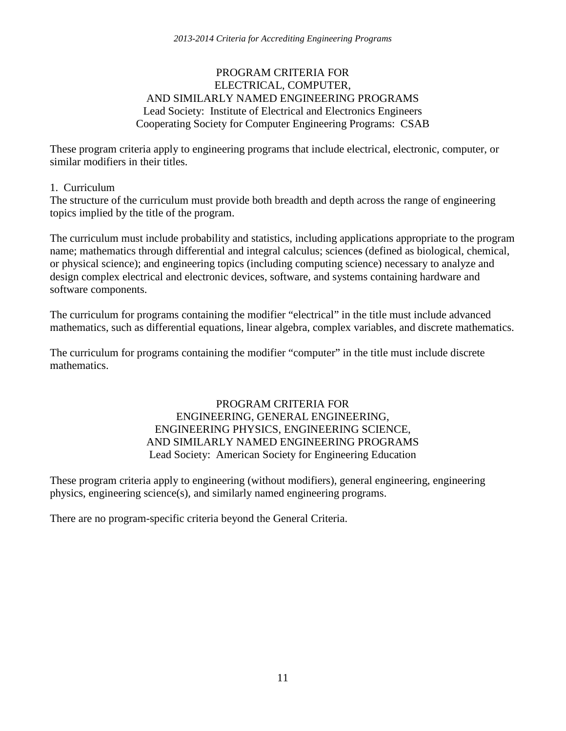## PROGRAM CRITERIA FOR ELECTRICAL, COMPUTER, AND SIMILARLY NAMED ENGINEERING PROGRAMS

Lead Society: Institute of Electrical and Electronics Engineers
Cooperating Society for Computer Engineering Programs: CSAB

These program criteria apply to engineering programs that include electrical, electronic, computer, or similar modifiers in their titles.

1. Curriculum

The structure of the curriculum must provide both breadth and depth across the range of engineering topics implied by the title of the program.

The curriculum must include probability and statistics, including applications appropriate to the program name; mathematics through differential and integral calculus; sciences (defined as biological, chemical, or physical science); and engineering topics (including computing science) necessary to analyze and design complex electrical and electronic devices, software, and systems containing hardware and software components.

The curriculum for programs containing the modifier "electrical" in the title must include advanced mathematics, such as differential equations, linear algebra, complex variables, and discrete mathematics.

The curriculum for programs containing the modifier "computer" in the title must include discrete mathematics.

## PROGRAM CRITERIA FOR ENGINEERING, GENERAL ENGINEERING, ENGINEERING PHYSICS, ENGINEERING SCIENCE, AND SIMILARLY NAMED ENGINEERING PROGRAMS

Lead Society: American Society for Engineering Education

These program criteria apply to engineering (without modifiers), general engineering, engineering physics, engineering science(s), and similarly named engineering programs.

There are no program-specific criteria beyond the General Criteria.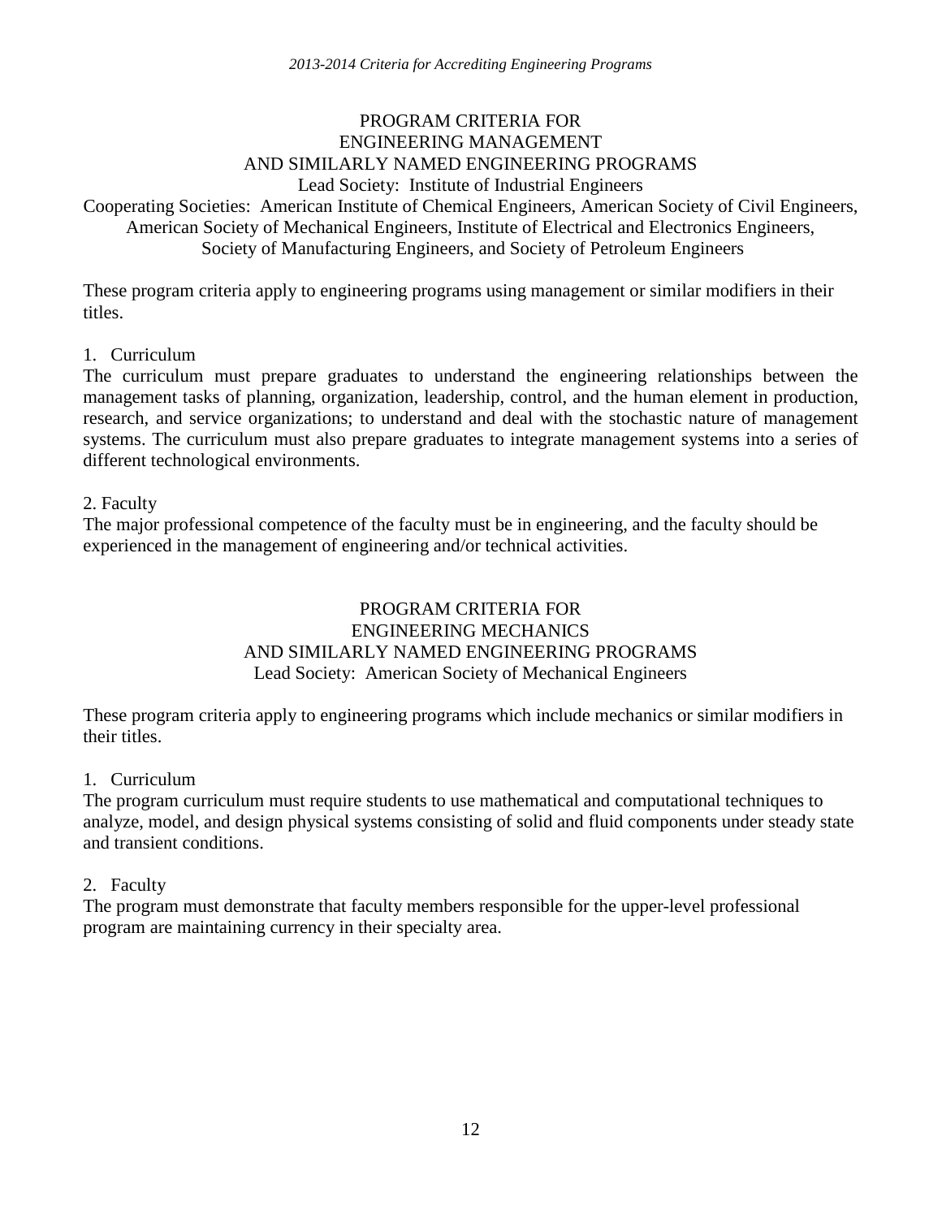## PROGRAM CRITERIA FOR ENGINEERING MANAGEMENT AND SIMILARLY NAMED ENGINEERING PROGRAMS

Lead Society: Institute of Industrial Engineers

Cooperating Societies: American Institute of Chemical Engineers, American Society of Civil Engineers, American Society of Mechanical Engineers, Institute of Electrical and Electronics Engineers, Society of Manufacturing Engineers, and Society of Petroleum Engineers

These program criteria apply to engineering programs using management or similar modifiers in their titles.

1. Curriculum

The curriculum must prepare graduates to understand the engineering relationships between the management tasks of planning, organization, leadership, control, and the human element in production, research, and service organizations; to understand and deal with the stochastic nature of management systems. The curriculum must also prepare graduates to integrate management systems into a series of different technological environments.

2. Faculty

The major professional competence of the faculty must be in engineering, and the faculty should be experienced in the management of engineering and/or technical activities.

## PROGRAM CRITERIA FOR ENGINEERING MECHANICS AND SIMILARLY NAMED ENGINEERING PROGRAMS

Lead Society: American Society of Mechanical Engineers

These program criteria apply to engineering programs which include mechanics or similar modifiers in their titles.

1. Curriculum

The program curriculum must require students to use mathematical and computational techniques to analyze, model, and design physical systems consisting of solid and fluid components under steady state and transient conditions.

2. Faculty

The program must demonstrate that faculty members responsible for the upper-level professional program are maintaining currency in their specialty area.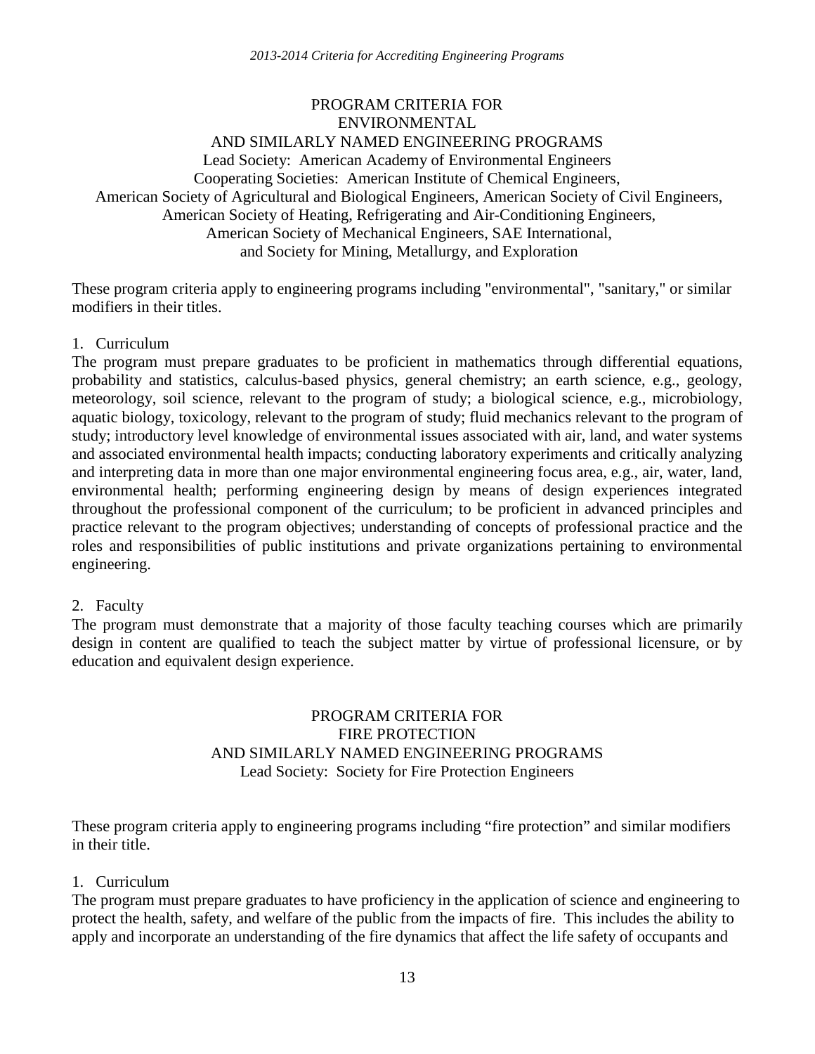## PROGRAM CRITERIA FOR ENVIRONMENTAL AND SIMILARLY NAMED ENGINEERING PROGRAMS

Lead Society: American Academy of Environmental Engineers
Cooperating Societies: American Institute of Chemical Engineers, American Society of Agricultural and Biological Engineers, American Society of Civil Engineers, American Society of Heating, Refrigerating and Air-Conditioning Engineers, American Society of Mechanical Engineers, SAE International, and Society for Mining, Metallurgy, and Exploration

These program criteria apply to engineering programs including "environmental", "sanitary," or similar modifiers in their titles.

1. Curriculum

The program must prepare graduates to be proficient in mathematics through differential equations, probability and statistics, calculus-based physics, general chemistry; an earth science, e.g., geology, meteorology, soil science, relevant to the program of study; a biological science, e.g., microbiology, aquatic biology, toxicology, relevant to the program of study; fluid mechanics relevant to the program of study; introductory level knowledge of environmental issues associated with air, land, and water systems and associated environmental health impacts; conducting laboratory experiments and critically analyzing and interpreting data in more than one major environmental engineering focus area, e.g., air, water, land, environmental health; performing engineering design by means of design experiences integrated throughout the professional component of the curriculum; to be proficient in advanced principles and practice relevant to the program objectives; understanding of concepts of professional practice and the roles and responsibilities of public institutions and private organizations pertaining to environmental engineering.

2. Faculty

The program must demonstrate that a majority of those faculty teaching courses which are primarily design in content are qualified to teach the subject matter by virtue of professional licensure, or by education and equivalent design experience.

## PROGRAM CRITERIA FOR FIRE PROTECTION AND SIMILARLY NAMED ENGINEERING PROGRAMS

Lead Society: Society for Fire Protection Engineers

These program criteria apply to engineering programs including "fire protection" and similar modifiers in their title.

1. Curriculum

The program must prepare graduates to have proficiency in the application of science and engineering to protect the health, safety, and welfare of the public from the impacts of fire. This includes the ability to apply and incorporate an understanding of the fire dynamics that affect the life safety of occupants and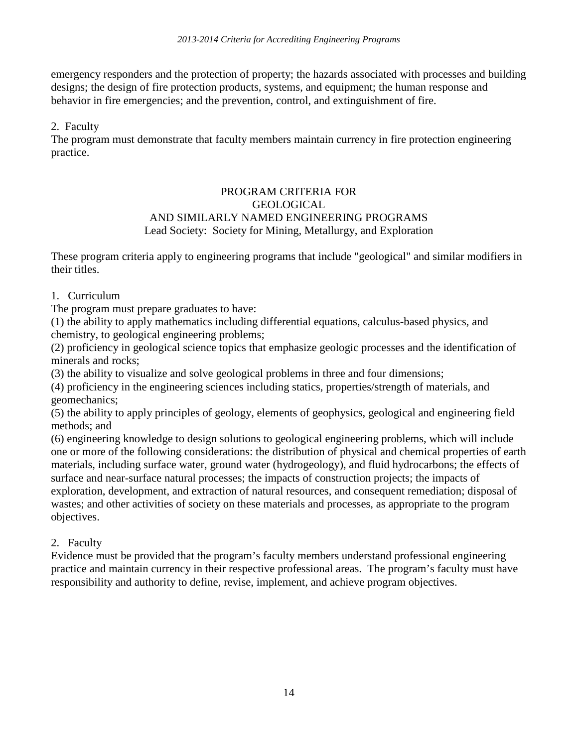emergency responders and the protection of property; the hazards associated with processes and building designs; the design of fire protection products, systems, and equipment; the human response and behavior in fire emergencies; and the prevention, control, and extinguishment of fire.

2. Faculty

The program must demonstrate that faculty members maintain currency in fire protection engineering practice.

## PROGRAM CRITERIA FOR GEOLOGICAL AND SIMILARLY NAMED ENGINEERING PROGRAMS

Lead Society: Society for Mining, Metallurgy, and Exploration

These program criteria apply to engineering programs that include "geological" and similar modifiers in their titles.

1. Curriculum

The program must prepare graduates to have:

(1) the ability to apply mathematics including differential equations, calculus-based physics, and chemistry, to geological engineering problems;

(2) proficiency in geological science topics that emphasize geologic processes and the identification of minerals and rocks;

(3) the ability to visualize and solve geological problems in three and four dimensions;

(4) proficiency in the engineering sciences including statics, properties/strength of materials, and geomechanics;

(5) the ability to apply principles of geology, elements of geophysics, geological and engineering field methods; and

(6) engineering knowledge to design solutions to geological engineering problems, which will include one or more of the following considerations: the distribution of physical and chemical properties of earth materials, including surface water, ground water (hydrogeology), and fluid hydrocarbons; the effects of surface and near-surface natural processes; the impacts of construction projects; the impacts of exploration, development, and extraction of natural resources, and consequent remediation; disposal of wastes; and other activities of society on these materials and processes, as appropriate to the program objectives.

2. Faculty

Evidence must be provided that the program's faculty members understand professional engineering practice and maintain currency in their respective professional areas. The program's faculty must have responsibility and authority to define, revise, implement, and achieve program objectives.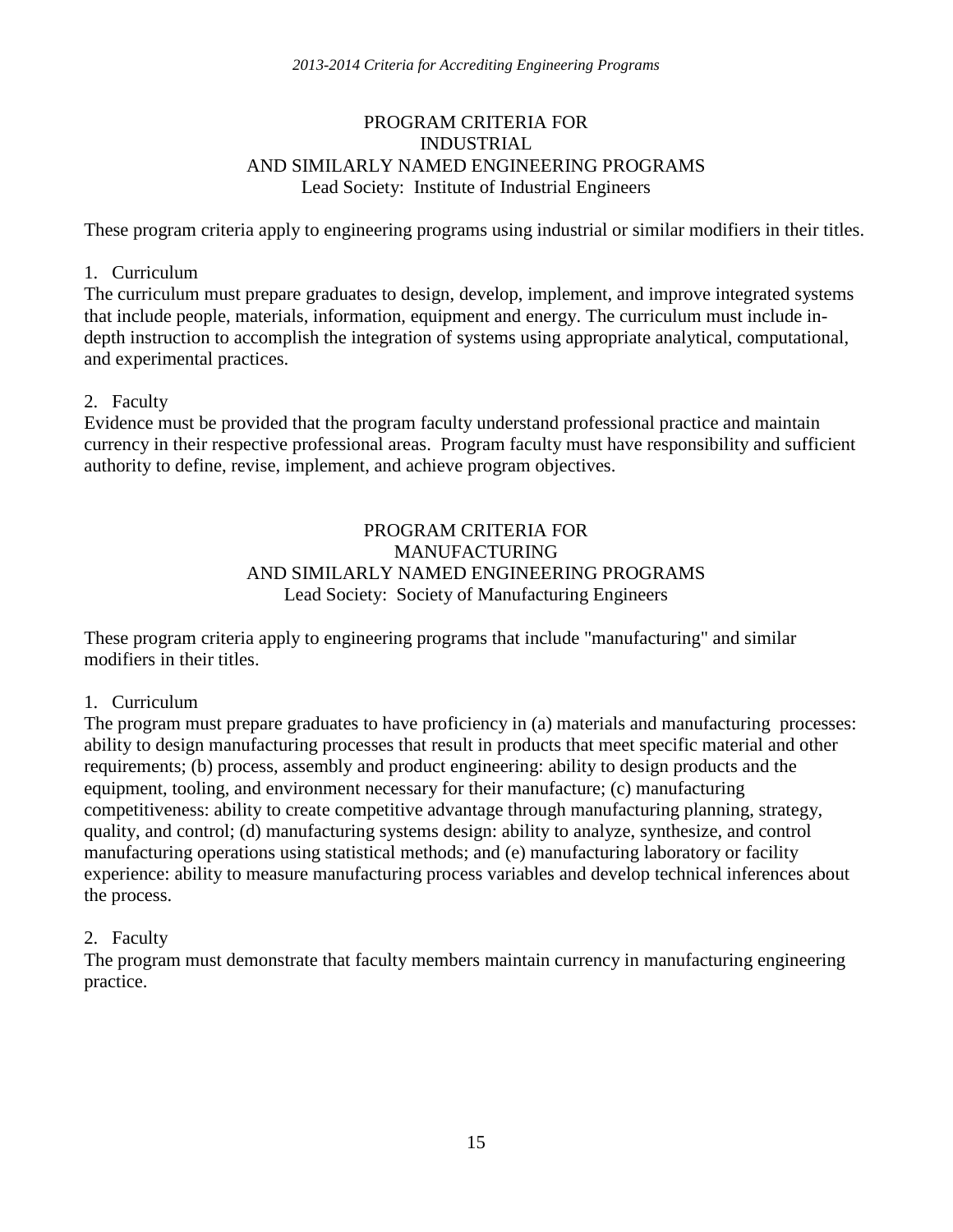## PROGRAM CRITERIA FOR INDUSTRIAL AND SIMILARLY NAMED ENGINEERING PROGRAMS

Lead Society: Institute of Industrial Engineers

These program criteria apply to engineering programs using industrial or similar modifiers in their titles.

1. Curriculum

The curriculum must prepare graduates to design, develop, implement, and improve integrated systems that include people, materials, information, equipment and energy. The curriculum must include in-depth instruction to accomplish the integration of systems using appropriate analytical, computational, and experimental practices.

2. Faculty

Evidence must be provided that the program faculty understand professional practice and maintain currency in their respective professional areas. Program faculty must have responsibility and sufficient authority to define, revise, implement, and achieve program objectives.

## PROGRAM CRITERIA FOR MANUFACTURING AND SIMILARLY NAMED ENGINEERING PROGRAMS

Lead Society: Society of Manufacturing Engineers

These program criteria apply to engineering programs that include "manufacturing" and similar modifiers in their titles.

1. Curriculum

The program must prepare graduates to have proficiency in (a) materials and manufacturing processes: ability to design manufacturing processes that result in products that meet specific material and other requirements; (b) process, assembly and product engineering: ability to design products and the equipment, tooling, and environment necessary for their manufacture; (c) manufacturing competitiveness: ability to create competitive advantage through manufacturing planning, strategy, quality, and control; (d) manufacturing systems design: ability to analyze, synthesize, and control manufacturing operations using statistical methods; and (e) manufacturing laboratory or facility experience: ability to measure manufacturing process variables and develop technical inferences about the process.

2. Faculty

The program must demonstrate that faculty members maintain currency in manufacturing engineering practice.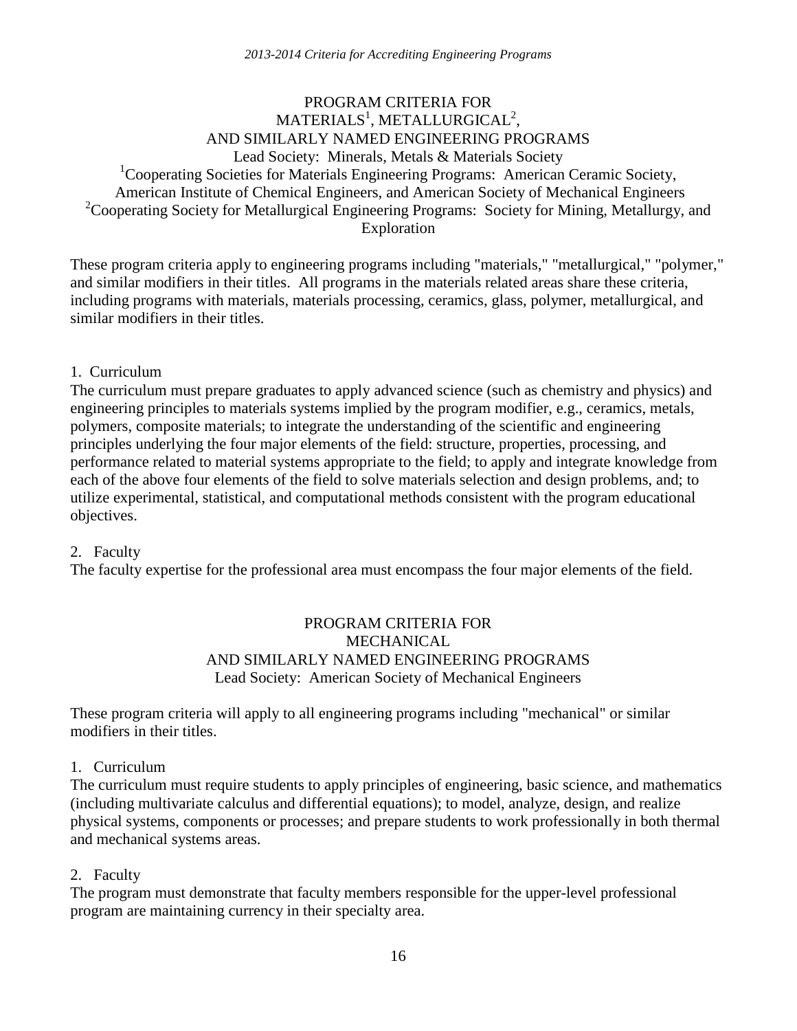## PROGRAM CRITERIA FOR MATERIALS[1], METALLURGICAL[2], AND SIMILARLY NAMED ENGINEERING PROGRAMS

Lead Society: Minerals, Metals & Materials Society

[1]Cooperating Societies for Materials Engineering Programs: American Ceramic Society, American Institute of Chemical Engineers, and American Society of Mechanical Engineers

[2]Cooperating Society for Metallurgical Engineering Programs: Society for Mining, Metallurgy, and Exploration

These program criteria apply to engineering programs including "materials," "metallurgical," "polymer," and similar modifiers in their titles. All programs in the materials related areas share these criteria, including programs with materials, materials processing, ceramics, glass, polymer, metallurgical, and similar modifiers in their titles.

1. Curriculum

The curriculum must prepare graduates to apply advanced science (such as chemistry and physics) and engineering principles to materials systems implied by the program modifier, e.g., ceramics, metals, polymers, composite materials; to integrate the understanding of the scientific and engineering principles underlying the four major elements of the field: structure, properties, processing, and performance related to material systems appropriate to the field; to apply and integrate knowledge from each of the above four elements of the field to solve materials selection and design problems, and; to utilize experimental, statistical, and computational methods consistent with the program educational objectives.

2. Faculty

The faculty expertise for the professional area must encompass the four major elements of the field.

## PROGRAM CRITERIA FOR MECHANICAL AND SIMILARLY NAMED ENGINEERING PROGRAMS

Lead Society: American Society of Mechanical Engineers

These program criteria will apply to all engineering programs including "mechanical" or similar modifiers in their titles.

1. Curriculum

The curriculum must require students to apply principles of engineering, basic science, and mathematics (including multivariate calculus and differential equations); to model, analyze, design, and realize physical systems, components or processes; and prepare students to work professionally in both thermal and mechanical systems areas.

2. Faculty

The program must demonstrate that faculty members responsible for the upper-level professional program are maintaining currency in their specialty area.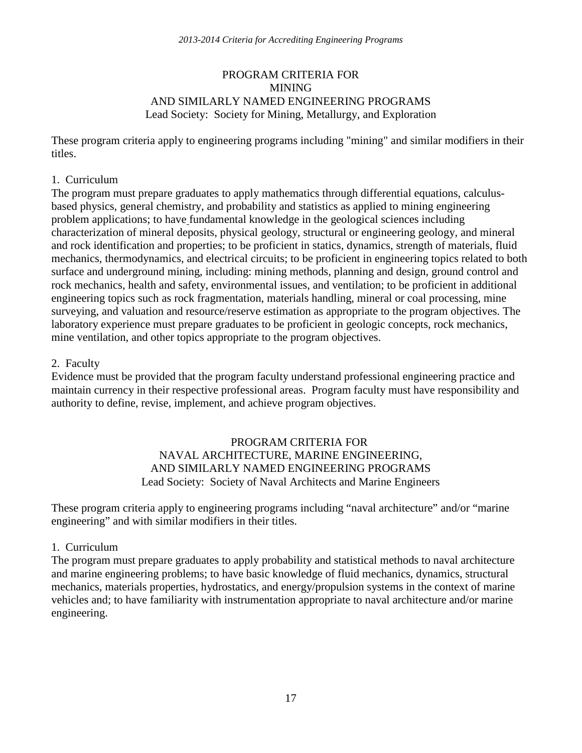## PROGRAM CRITERIA FOR MINING AND SIMILARLY NAMED ENGINEERING PROGRAMS

Lead Society: Society for Mining, Metallurgy, and Exploration

These program criteria apply to engineering programs including "mining" and similar modifiers in their titles.

### 1. Curriculum

The program must prepare graduates to apply mathematics through differential equations, calculus-based physics, general chemistry, and probability and statistics as applied to mining engineering problem applications; to have fundamental knowledge in the geological sciences including characterization of mineral deposits, physical geology, structural or engineering geology, and mineral and rock identification and properties; to be proficient in statics, dynamics, strength of materials, fluid mechanics, thermodynamics, and electrical circuits; to be proficient in engineering topics related to both surface and underground mining, including: mining methods, planning and design, ground control and rock mechanics, health and safety, environmental issues, and ventilation; to be proficient in additional engineering topics such as rock fragmentation, materials handling, mineral or coal processing, mine surveying, and valuation and resource/reserve estimation as appropriate to the program objectives. The laboratory experience must prepare graduates to be proficient in geologic concepts, rock mechanics, mine ventilation, and other topics appropriate to the program objectives.

### 2. Faculty

Evidence must be provided that the program faculty understand professional engineering practice and maintain currency in their respective professional areas. Program faculty must have responsibility and authority to define, revise, implement, and achieve program objectives.

## PROGRAM CRITERIA FOR NAVAL ARCHITECTURE, MARINE ENGINEERING, AND SIMILARLY NAMED ENGINEERING PROGRAMS

Lead Society: Society of Naval Architects and Marine Engineers

These program criteria apply to engineering programs including "naval architecture" and/or "marine engineering" and with similar modifiers in their titles.

### 1. Curriculum

The program must prepare graduates to apply probability and statistical methods to naval architecture and marine engineering problems; to have basic knowledge of fluid mechanics, dynamics, structural mechanics, materials properties, hydrostatics, and energy/propulsion systems in the context of marine vehicles and; to have familiarity with instrumentation appropriate to naval architecture and/or marine engineering.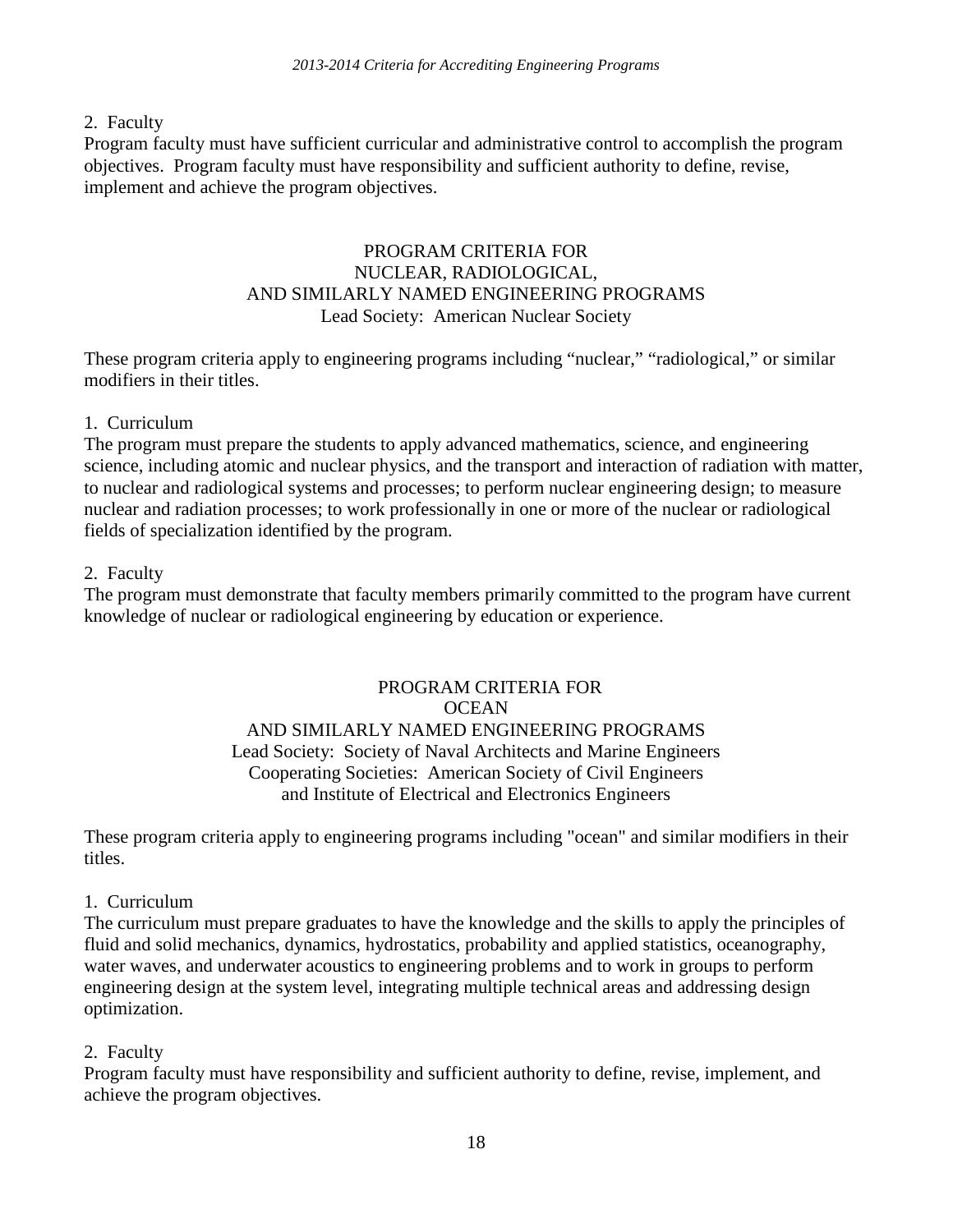2. Faculty

Program faculty must have sufficient curricular and administrative control to accomplish the program objectives. Program faculty must have responsibility and sufficient authority to define, revise, implement and achieve the program objectives.

## PROGRAM CRITERIA FOR NUCLEAR, RADIOLOGICAL, AND SIMILARLY NAMED ENGINEERING PROGRAMS

Lead Society: American Nuclear Society

These program criteria apply to engineering programs including "nuclear," "radiological," or similar modifiers in their titles.

1. Curriculum

The program must prepare the students to apply advanced mathematics, science, and engineering science, including atomic and nuclear physics, and the transport and interaction of radiation with matter, to nuclear and radiological systems and processes; to perform nuclear engineering design; to measure nuclear and radiation processes; to work professionally in one or more of the nuclear or radiological fields of specialization identified by the program.

2. Faculty

The program must demonstrate that faculty members primarily committed to the program have current knowledge of nuclear or radiological engineering by education or experience.

## PROGRAM CRITERIA FOR OCEAN AND SIMILARLY NAMED ENGINEERING PROGRAMS

Lead Society: Society of Naval Architects and Marine Engineers
Cooperating Societies: American Society of Civil Engineers and Institute of Electrical and Electronics Engineers

These program criteria apply to engineering programs including "ocean" and similar modifiers in their titles.

1. Curriculum

The curriculum must prepare graduates to have the knowledge and the skills to apply the principles of fluid and solid mechanics, dynamics, hydrostatics, probability and applied statistics, oceanography, water waves, and underwater acoustics to engineering problems and to work in groups to perform engineering design at the system level, integrating multiple technical areas and addressing design optimization.

2. Faculty

Program faculty must have responsibility and sufficient authority to define, revise, implement, and achieve the program objectives.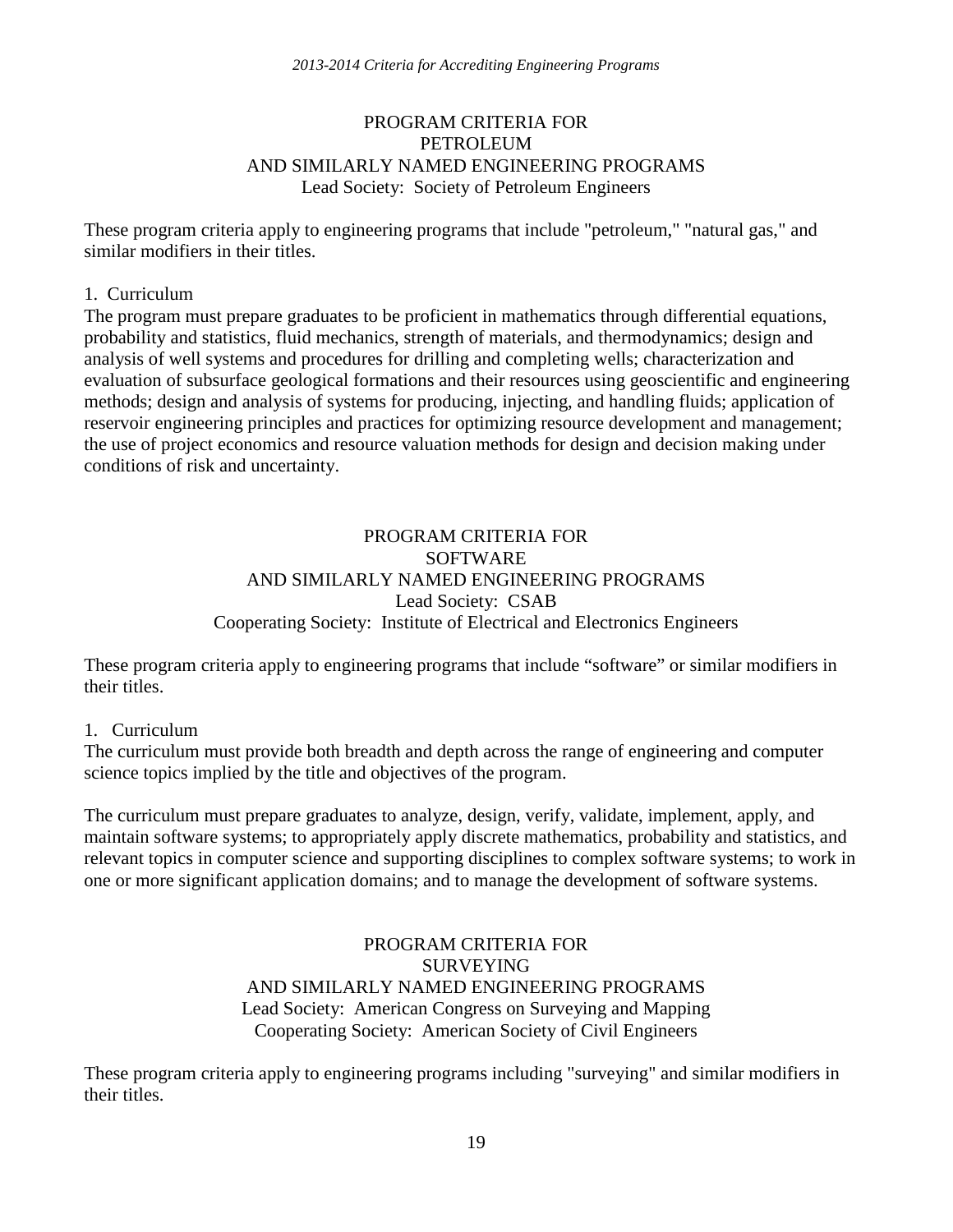## PROGRAM CRITERIA FOR PETROLEUM AND SIMILARLY NAMED ENGINEERING PROGRAMS

Lead Society: Society of Petroleum Engineers

These program criteria apply to engineering programs that include "petroleum," "natural gas," and similar modifiers in their titles.

1. Curriculum

The program must prepare graduates to be proficient in mathematics through differential equations, probability and statistics, fluid mechanics, strength of materials, and thermodynamics; design and analysis of well systems and procedures for drilling and completing wells; characterization and evaluation of subsurface geological formations and their resources using geoscientific and engineering methods; design and analysis of systems for producing, injecting, and handling fluids; application of reservoir engineering principles and practices for optimizing resource development and management; the use of project economics and resource valuation methods for design and decision making under conditions of risk and uncertainty.

## PROGRAM CRITERIA FOR SOFTWARE AND SIMILARLY NAMED ENGINEERING PROGRAMS

Lead Society: CSAB

Cooperating Society: Institute of Electrical and Electronics Engineers

These program criteria apply to engineering programs that include "software" or similar modifiers in their titles.

1. Curriculum

The curriculum must provide both breadth and depth across the range of engineering and computer science topics implied by the title and objectives of the program.

The curriculum must prepare graduates to analyze, design, verify, validate, implement, apply, and maintain software systems; to appropriately apply discrete mathematics, probability and statistics, and relevant topics in computer science and supporting disciplines to complex software systems; to work in one or more significant application domains; and to manage the development of software systems.

## PROGRAM CRITERIA FOR SURVEYING AND SIMILARLY NAMED ENGINEERING PROGRAMS

Lead Society: American Congress on Surveying and Mapping

Cooperating Society: American Society of Civil Engineers

These program criteria apply to engineering programs including "surveying" and similar modifiers in their titles.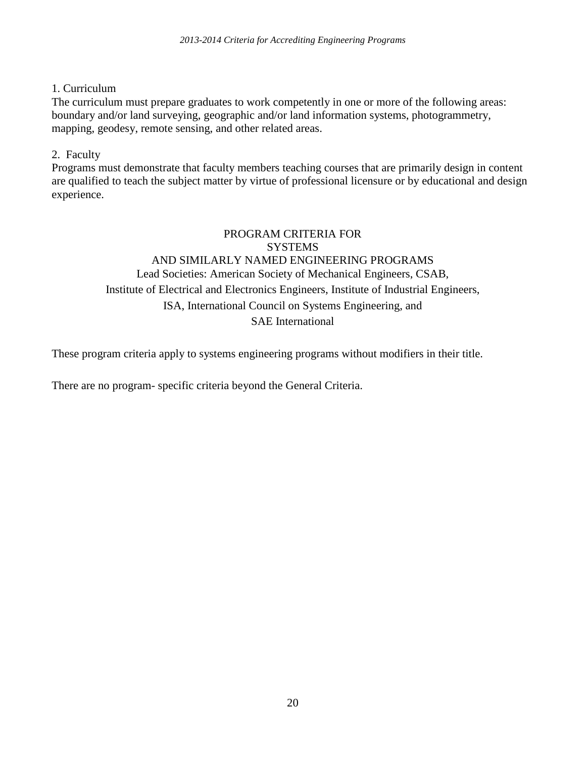1. Curriculum

The curriculum must prepare graduates to work competently in one or more of the following areas: boundary and/or land surveying, geographic and/or land information systems, photogrammetry, mapping, geodesy, remote sensing, and other related areas.

2. Faculty

Programs must demonstrate that faculty members teaching courses that are primarily design in content are qualified to teach the subject matter by virtue of professional licensure or by educational and design experience.

## PROGRAM CRITERIA FOR SYSTEMS AND SIMILARLY NAMED ENGINEERING PROGRAMS

Lead Societies: American Society of Mechanical Engineers, CSAB, Institute of Electrical and Electronics Engineers, Institute of Industrial Engineers, ISA, International Council on Systems Engineering, and SAE International

These program criteria apply to systems engineering programs without modifiers in their title.

There are no program- specific criteria beyond the General Criteria.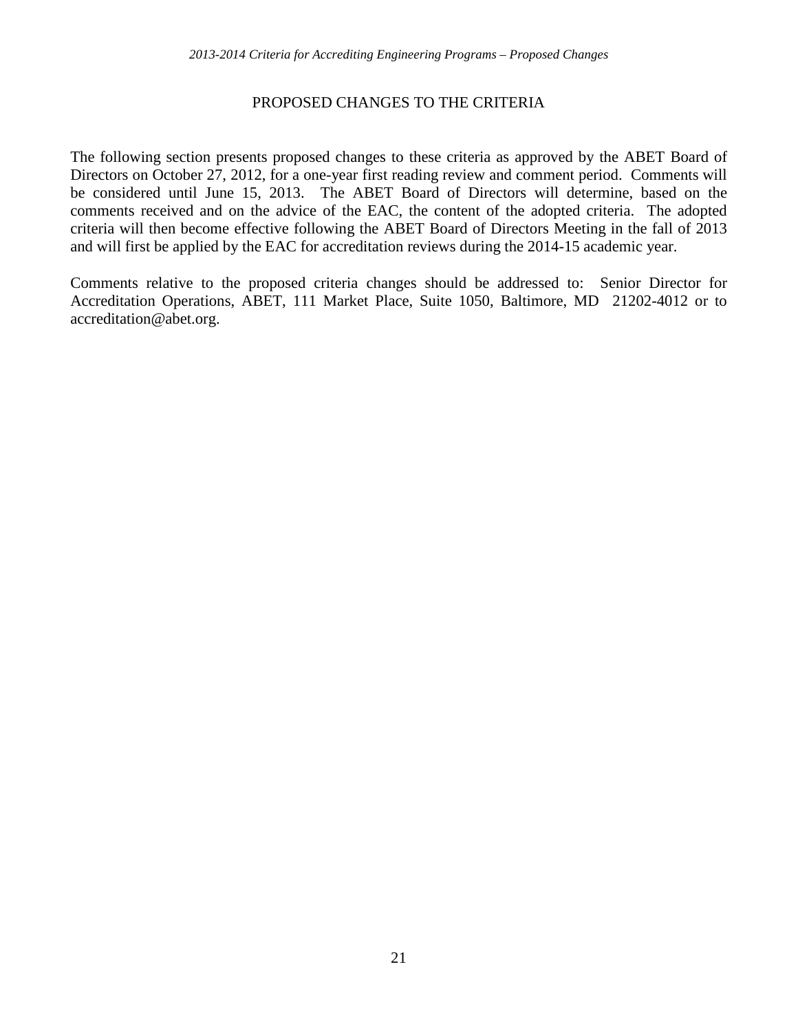## PROPOSED CHANGES TO THE CRITERIA

The following section presents proposed changes to these criteria as approved by the ABET Board of Directors on October 27, 2012, for a one-year first reading review and comment period. Comments will be considered until June 15, 2013. The ABET Board of Directors will determine, based on the comments received and on the advice of the EAC, the content of the adopted criteria. The adopted criteria will then become effective following the ABET Board of Directors Meeting in the fall of 2013 and will first be applied by the EAC for accreditation reviews during the 2014-15 academic year.

Comments relative to the proposed criteria changes should be addressed to: Senior Director for Accreditation Operations, ABET, 111 Market Place, Suite 1050, Baltimore, MD 21202-4012 or to accreditation@abet.org.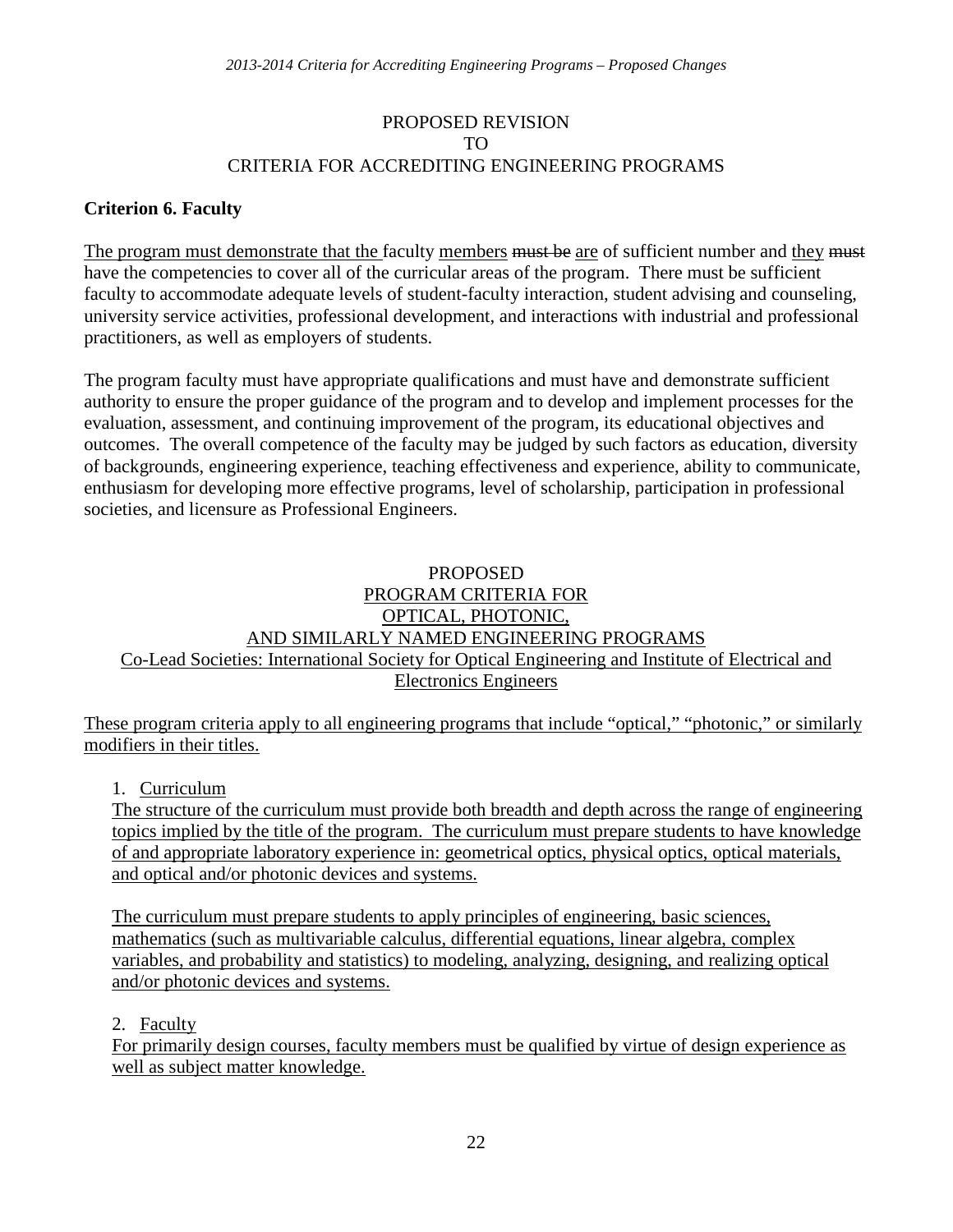PROPOSED REVISION
TO
CRITERIA FOR ACCREDITING ENGINEERING PROGRAMS

**Criterion 6. Faculty**

<u>The program must demonstrate that the</u> faculty <u>members</u> ~~must be~~ <u>are</u> of sufficient number and <u>they</u> ~~must~~ have the competencies to cover all of the curricular areas of the program. There must be sufficient faculty to accommodate adequate levels of student-faculty interaction, student advising and counseling, university service activities, professional development, and interactions with industrial and professional practitioners, as well as employers of students.

The program faculty must have appropriate qualifications and must have and demonstrate sufficient authority to ensure the proper guidance of the program and to develop and implement processes for the evaluation, assessment, and continuing improvement of the program, its educational objectives and outcomes. The overall competence of the faculty may be judged by such factors as education, diversity of backgrounds, engineering experience, teaching effectiveness and experience, ability to communicate, enthusiasm for developing more effective programs, level of scholarship, participation in professional societies, and licensure as Professional Engineers.

PROPOSED
<u>PROGRAM CRITERIA FOR</u>
<u>OPTICAL, PHOTONIC,</u>
<u>AND SIMILARLY NAMED ENGINEERING PROGRAMS</u>
<u>Co-Lead Societies: International Society for Optical Engineering and Institute of Electrical and Electronics Engineers</u>

<u>These program criteria apply to all engineering programs that include “optical,” “photonic,” or similarly modifiers in their titles.</u>

1. <u>Curriculum</u>
   <u>The structure of the curriculum must provide both breadth and depth across the range of engineering topics implied by the title of the program. The curriculum must prepare students to have knowledge of and appropriate laboratory experience in: geometrical optics, physical optics, optical materials, and optical and/or photonic devices and systems.</u>

   <u>The curriculum must prepare students to apply principles of engineering, basic sciences, mathematics (such as multivariable calculus, differential equations, linear algebra, complex variables, and probability and statistics) to modeling, analyzing, designing, and realizing optical and/or photonic devices and systems.</u>

2. <u>Faculty</u>
   <u>For primarily design courses, faculty members must be qualified by virtue of design experience as well as subject matter knowledge.</u>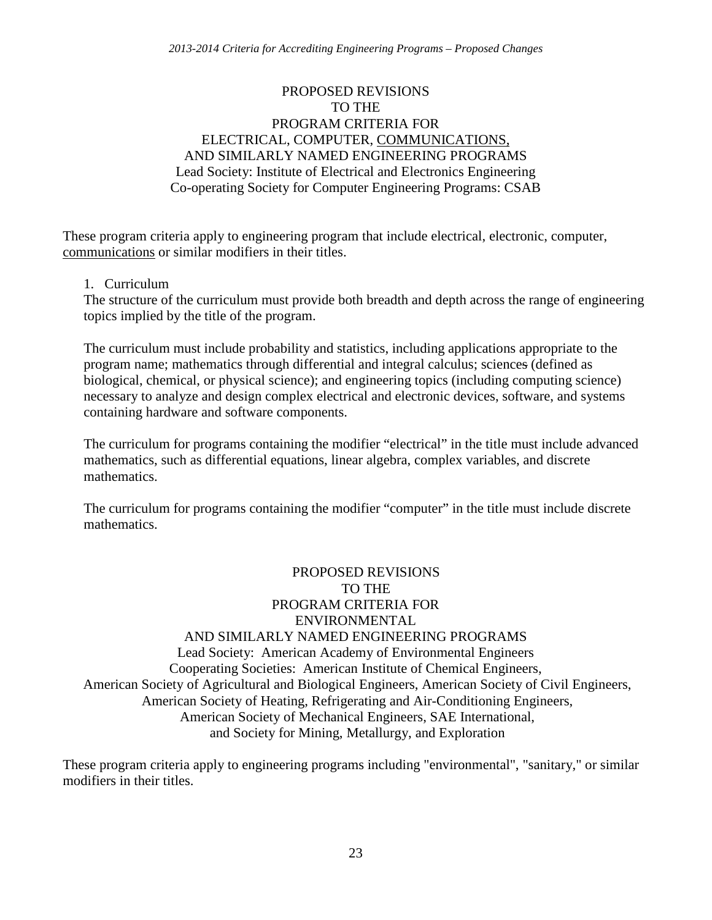PROPOSED REVISIONS
TO THE
PROGRAM CRITERIA FOR
ELECTRICAL, COMPUTER, <u>COMMUNICATIONS,</u>
AND SIMILARLY NAMED ENGINEERING PROGRAMS
Lead Society: Institute of Electrical and Electronics Engineering
Co-operating Society for Computer Engineering Programs: CSAB

These program criteria apply to engineering program that include electrical, electronic, computer, <u>communications</u> or similar modifiers in their titles.

1. Curriculum

The structure of the curriculum must provide both breadth and depth across the range of engineering topics implied by the title of the program.

The curriculum must include probability and statistics, including applications appropriate to the program name; mathematics through differential and integral calculus; sciences (defined as biological, chemical, or physical science); and engineering topics (including computing science) necessary to analyze and design complex electrical and electronic devices, software, and systems containing hardware and software components.

The curriculum for programs containing the modifier "electrical" in the title must include advanced mathematics, such as differential equations, linear algebra, complex variables, and discrete mathematics.

The curriculum for programs containing the modifier "computer" in the title must include discrete mathematics.

PROPOSED REVISIONS
TO THE
PROGRAM CRITERIA FOR
ENVIRONMENTAL
AND SIMILARLY NAMED ENGINEERING PROGRAMS
Lead Society: American Academy of Environmental Engineers
Cooperating Societies: American Institute of Chemical Engineers,
American Society of Agricultural and Biological Engineers, American Society of Civil Engineers,
American Society of Heating, Refrigerating and Air-Conditioning Engineers,
American Society of Mechanical Engineers, SAE International,
and Society for Mining, Metallurgy, and Exploration

These program criteria apply to engineering programs including "environmental", "sanitary," or similar modifiers in their titles.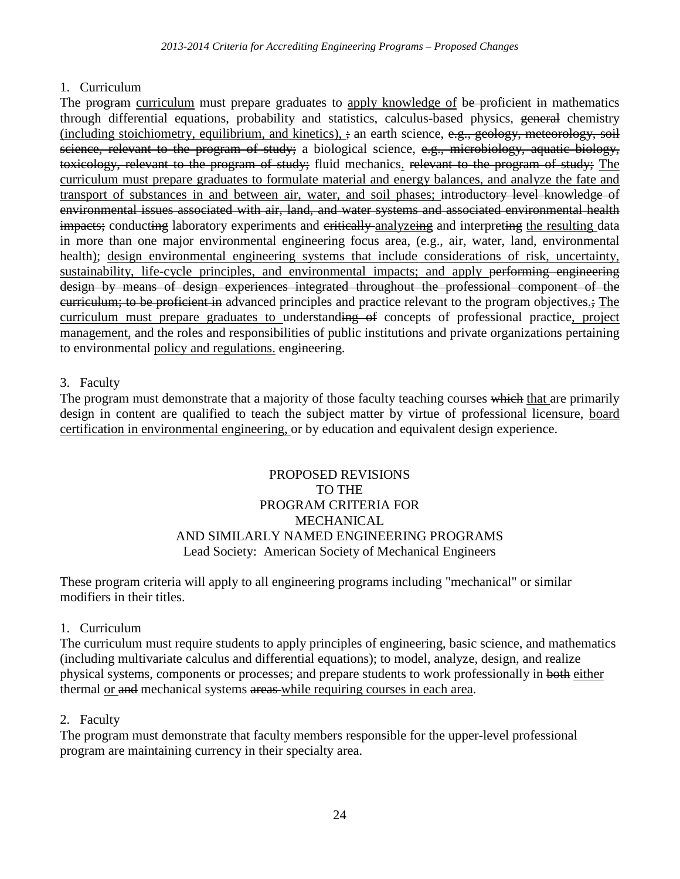1. Curriculum

The ~~program~~ <u>curriculum</u> must prepare graduates to <u>apply knowledge of</u> ~~be proficient~~ ~~in~~ mathematics through differential equations, probability and statistics, calculus-based physics, ~~general~~ chemistry <u>(including stoichiometry, equilibrium, and kinetics),</u> ~~;~~ an earth science, ~~e.g., geology, meteorology, soil science, relevant to the program of study;~~ a biological science, ~~e.g., microbiology, aquatic biology, toxicology, relevant to the program of study;~~ fluid mechanics<u>.</u> ~~relevant to the program of study;~~ <u>The curriculum must prepare graduates to formulate material and energy balances, and analyze the fate and transport of substances in and between air, water, and soil phases;</u> ~~introductory level knowledge of environmental issues associated with air, land, and water systems and associated environmental health impacts;~~ conduct~~ing~~ laboratory experiments and ~~critically~~ <u>analyze</u>~~ing~~ and interpret~~ing~~ <u>the resulting</u> data in more than one major environmental engineering focus area, <u>(</u>e.g., air, water, land, environmental health<u>)</u>; <u>design environmental engineering systems that include considerations of risk, uncertainty, sustainability, life-cycle principles, and environmental impacts; and apply</u> ~~performing engineering design by means of design experiences integrated throughout the professional component of the curriculum; to be proficient in~~ advanced principles and practice relevant to the program objectives<u>.</u>~~;~~ <u>The curriculum must prepare graduates to</u> understand~~ing of~~ concepts of professional practice<u>, project management,</u> and the roles and responsibilities of public institutions and private organizations pertaining to environmental <u>policy and regulations.</u> ~~engineering~~.

3. Faculty

The program must demonstrate that a majority of those faculty teaching courses ~~which~~ <u>that</u> are primarily design in content are qualified to teach the subject matter by virtue of professional licensure, <u>board certification in environmental engineering,</u> or by education and equivalent design experience.

## PROPOSED REVISIONS TO THE PROGRAM CRITERIA FOR MECHANICAL AND SIMILARLY NAMED ENGINEERING PROGRAMS

Lead Society: American Society of Mechanical Engineers

These program criteria will apply to all engineering programs including "mechanical" or similar modifiers in their titles.

1. Curriculum

The curriculum must require students to apply principles of engineering, basic science, and mathematics (including multivariate calculus and differential equations); to model, analyze, design, and realize physical systems, components or processes; and prepare students to work professionally in ~~both~~ <u>either</u> thermal <u>or</u> ~~and~~ mechanical systems ~~areas~~ <u>while requiring courses in each area</u>.

2. Faculty

The program must demonstrate that faculty members responsible for the upper-level professional program are maintaining currency in their specialty area.